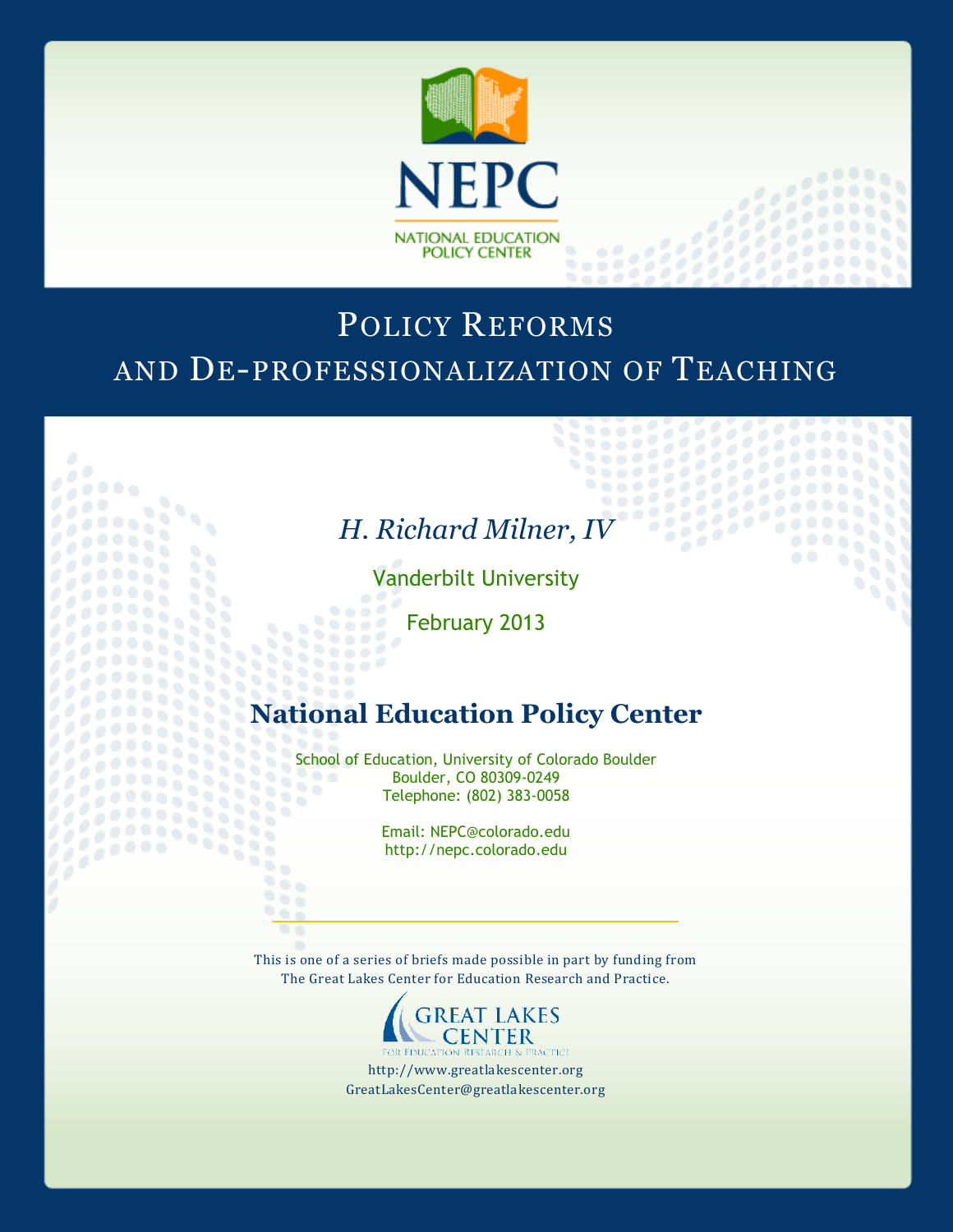NEPC

NATIONAL EDUCATION POLICY CENTER

# Policy Reforms and De-professionalization of Teaching

*H. Richard Milner, IV*

Vanderbilt University

February 2013

## National Education Policy Center

School of Education, University of Colorado Boulder
Boulder, CO 80309-0249
Telephone: (802) 383-0058

Email: NEPC@colorado.edu
http://nepc.colorado.edu

This is one of a series of briefs made possible in part by funding from
The Great Lakes Center for Education Research and Practice.

GREAT LAKES CENTER
FOR EDUCATION RESEARCH & PRACTICE

http://www.greatlakescenter.org
GreatLakesCenter@greatlakescenter.org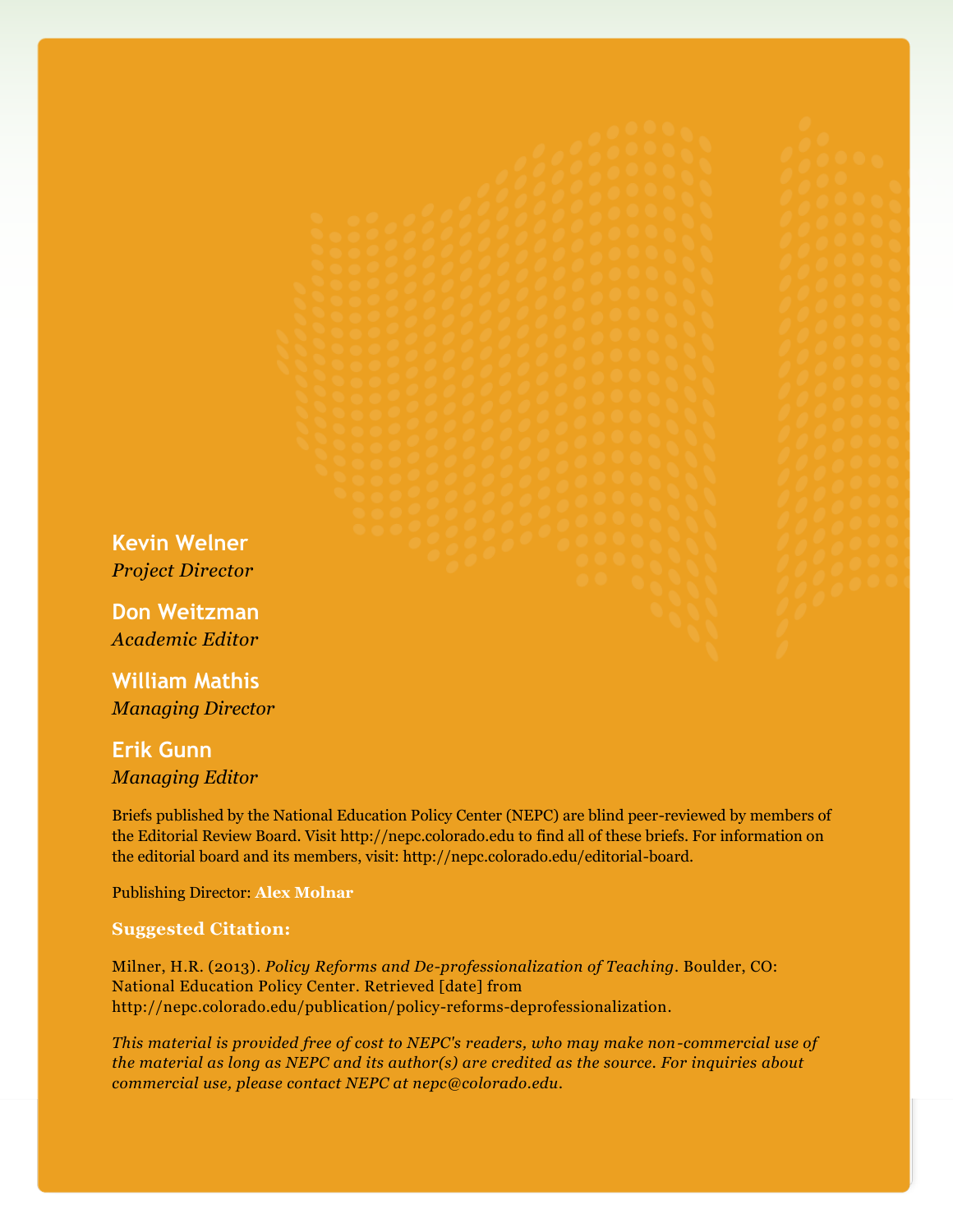**Kevin Welner**
*Project Director*

**Don Weitzman**
*Academic Editor*

**William Mathis**
*Managing Director*

**Erik Gunn**
*Managing Editor*

Briefs published by the National Education Policy Center (NEPC) are blind peer-reviewed by members of the Editorial Review Board. Visit http://nepc.colorado.edu to find all of these briefs. For information on the editorial board and its members, visit: http://nepc.colorado.edu/editorial-board.

Publishing Director: **Alex Molnar**

**Suggested Citation:**

Milner, H.R. (2013). *Policy Reforms and De-professionalization of Teaching*. Boulder, CO: National Education Policy Center. Retrieved [date] from http://nepc.colorado.edu/publication/policy-reforms-deprofessionalization.

*This material is provided free of cost to NEPC's readers, who may make non-commercial use of the material as long as NEPC and its author(s) are credited as the source. For inquiries about commercial use, please contact NEPC at nepc@colorado.edu.*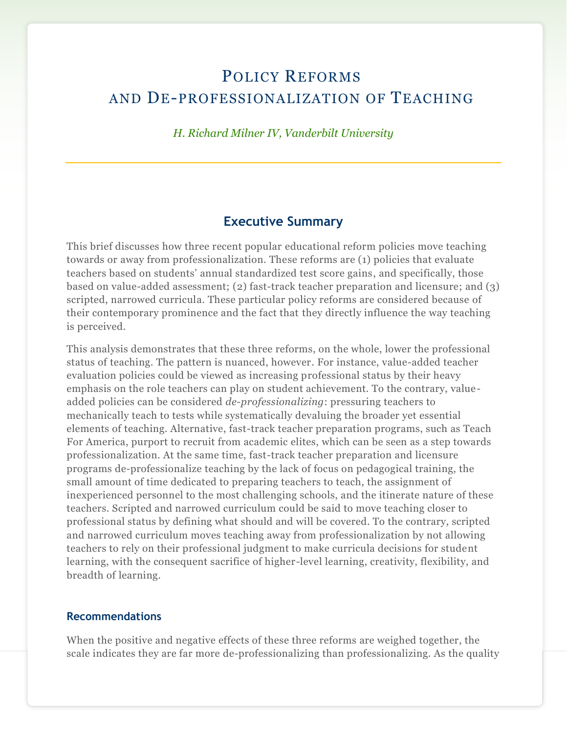# Policy Reforms and De-professionalization of Teaching

*H. Richard Milner IV, Vanderbilt University*

## Executive Summary

This brief discusses how three recent popular educational reform policies move teaching towards or away from professionalization. These reforms are (1) policies that evaluate teachers based on students' annual standardized test score gains, and specifically, those based on value-added assessment; (2) fast-track teacher preparation and licensure; and (3) scripted, narrowed curricula. These particular policy reforms are considered because of their contemporary prominence and the fact that they directly influence the way teaching is perceived.

This analysis demonstrates that these three reforms, on the whole, lower the professional status of teaching. The pattern is nuanced, however. For instance, value-added teacher evaluation policies could be viewed as increasing professional status by their heavy emphasis on the role teachers can play on student achievement. To the contrary, value-added policies can be considered *de-professionalizing*: pressuring teachers to mechanically teach to tests while systematically devaluing the broader yet essential elements of teaching. Alternative, fast-track teacher preparation programs, such as Teach For America, purport to recruit from academic elites, which can be seen as a step towards professionalization. At the same time, fast-track teacher preparation and licensure programs de-professionalize teaching by the lack of focus on pedagogical training, the small amount of time dedicated to preparing teachers to teach, the assignment of inexperienced personnel to the most challenging schools, and the itinerate nature of these teachers. Scripted and narrowed curriculum could be said to move teaching closer to professional status by defining what should and will be covered. To the contrary, scripted and narrowed curriculum moves teaching away from professionalization by not allowing teachers to rely on their professional judgment to make curricula decisions for student learning, with the consequent sacrifice of higher-level learning, creativity, flexibility, and breadth of learning.

### Recommendations

When the positive and negative effects of these three reforms are weighed together, the scale indicates they are far more de-professionalizing than professionalizing. As the quality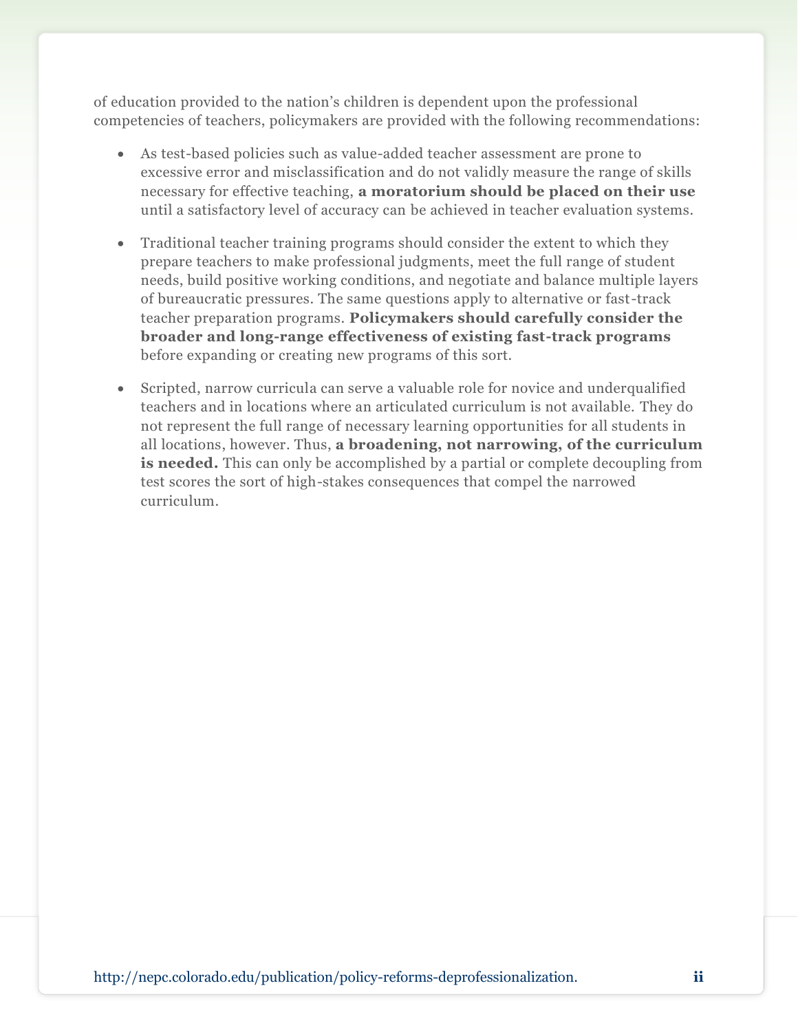of education provided to the nation's children is dependent upon the professional competencies of teachers, policymakers are provided with the following recommendations:

- As test-based policies such as value-added teacher assessment are prone to excessive error and misclassification and do not validly measure the range of skills necessary for effective teaching, **a moratorium should be placed on their use** until a satisfactory level of accuracy can be achieved in teacher evaluation systems.

- Traditional teacher training programs should consider the extent to which they prepare teachers to make professional judgments, meet the full range of student needs, build positive working conditions, and negotiate and balance multiple layers of bureaucratic pressures. The same questions apply to alternative or fast-track teacher preparation programs. **Policymakers should carefully consider the broader and long-range effectiveness of existing fast-track programs** before expanding or creating new programs of this sort.

- Scripted, narrow curricula can serve a valuable role for novice and underqualified teachers and in locations where an articulated curriculum is not available. They do not represent the full range of necessary learning opportunities for all students in all locations, however. Thus, **a broadening, not narrowing, of the curriculum is needed.** This can only be accomplished by a partial or complete decoupling from test scores the sort of high-stakes consequences that compel the narrowed curriculum.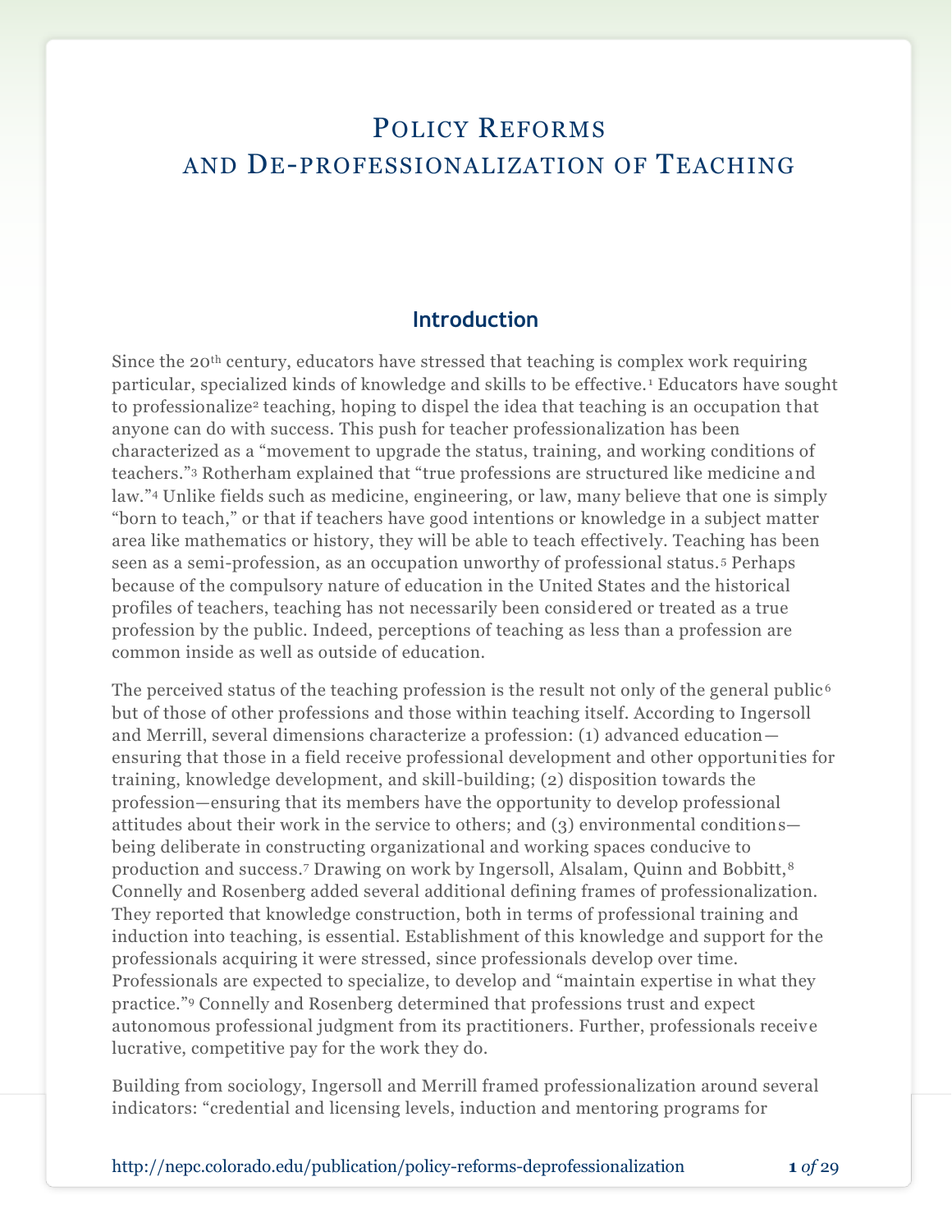# Policy Reforms and De-professionalization of Teaching

## Introduction

Since the 20th century, educators have stressed that teaching is complex work requiring particular, specialized kinds of knowledge and skills to be effective.[1] Educators have sought to professionalize[2] teaching, hoping to dispel the idea that teaching is an occupation that anyone can do with success. This push for teacher professionalization has been characterized as a "movement to upgrade the status, training, and working conditions of teachers."[3] Rotherham explained that "true professions are structured like medicine and law."[4] Unlike fields such as medicine, engineering, or law, many believe that one is simply "born to teach," or that if teachers have good intentions or knowledge in a subject matter area like mathematics or history, they will be able to teach effectively. Teaching has been seen as a semi-profession, as an occupation unworthy of professional status.[5] Perhaps because of the compulsory nature of education in the United States and the historical profiles of teachers, teaching has not necessarily been considered or treated as a true profession by the public. Indeed, perceptions of teaching as less than a profession are common inside as well as outside of education.

The perceived status of the teaching profession is the result not only of the general public[6] but of those of other professions and those within teaching itself. According to Ingersoll and Merrill, several dimensions characterize a profession: (1) advanced education—ensuring that those in a field receive professional development and other opportunities for training, knowledge development, and skill-building; (2) disposition towards the profession—ensuring that its members have the opportunity to develop professional attitudes about their work in the service to others; and (3) environmental conditions—being deliberate in constructing organizational and working spaces conducive to production and success.[7] Drawing on work by Ingersoll, Alsalam, Quinn and Bobbitt,[8] Connelly and Rosenberg added several additional defining frames of professionalization. They reported that knowledge construction, both in terms of professional training and induction into teaching, is essential. Establishment of this knowledge and support for the professionals acquiring it were stressed, since professionals develop over time. Professionals are expected to specialize, to develop and "maintain expertise in what they practice."[9] Connelly and Rosenberg determined that professions trust and expect autonomous professional judgment from its practitioners. Further, professionals receive lucrative, competitive pay for the work they do.

Building from sociology, Ingersoll and Merrill framed professionalization around several indicators: "credential and licensing levels, induction and mentoring programs for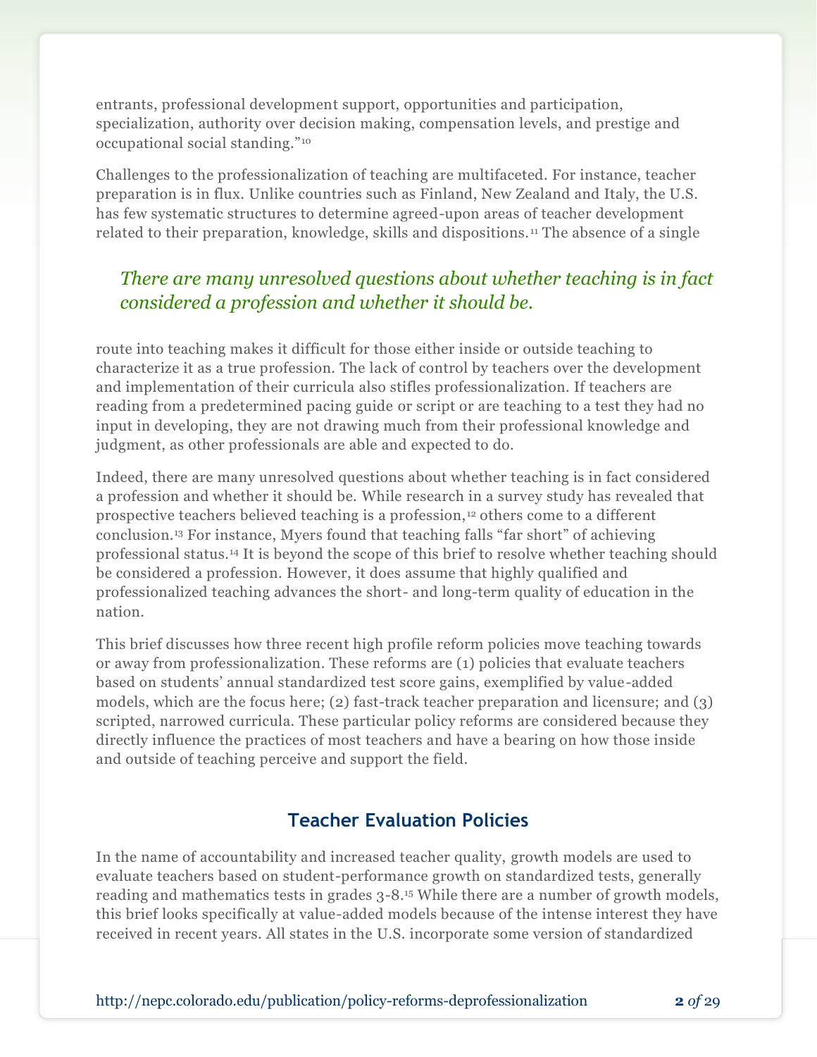entrants, professional development support, opportunities and participation, specialization, authority over decision making, compensation levels, and prestige and occupational social standing.”[10]

Challenges to the professionalization of teaching are multifaceted. For instance, teacher preparation is in flux. Unlike countries such as Finland, New Zealand and Italy, the U.S. has few systematic structures to determine agreed-upon areas of teacher development related to their preparation, knowledge, skills and dispositions.[11] The absence of a single route into teaching makes it difficult for those either inside or outside teaching to characterize it as a true profession. The lack of control by teachers over the development and implementation of their curricula also stifles professionalization. If teachers are reading from a predetermined pacing guide or script or are teaching to a test they had no input in developing, they are not drawing much from their professional knowledge and judgment, as other professionals are able and expected to do.

> *There are many unresolved questions about whether teaching is in fact considered a profession and whether it should be.*

Indeed, there are many unresolved questions about whether teaching is in fact considered a profession and whether it should be. While research in a survey study has revealed that prospective teachers believed teaching is a profession,[12] others come to a different conclusion.[13] For instance, Myers found that teaching falls “far short” of achieving professional status.[14] It is beyond the scope of this brief to resolve whether teaching should be considered a profession. However, it does assume that highly qualified and professionalized teaching advances the short- and long-term quality of education in the nation.

This brief discusses how three recent high profile reform policies move teaching towards or away from professionalization. These reforms are (1) policies that evaluate teachers based on students’ annual standardized test score gains, exemplified by value-added models, which are the focus here; (2) fast-track teacher preparation and licensure; and (3) scripted, narrowed curricula. These particular policy reforms are considered because they directly influence the practices of most teachers and have a bearing on how those inside and outside of teaching perceive and support the field.

## Teacher Evaluation Policies

In the name of accountability and increased teacher quality, growth models are used to evaluate teachers based on student-performance growth on standardized tests, generally reading and mathematics tests in grades 3-8.[15] While there are a number of growth models, this brief looks specifically at value-added models because of the intense interest they have received in recent years. All states in the U.S. incorporate some version of standardized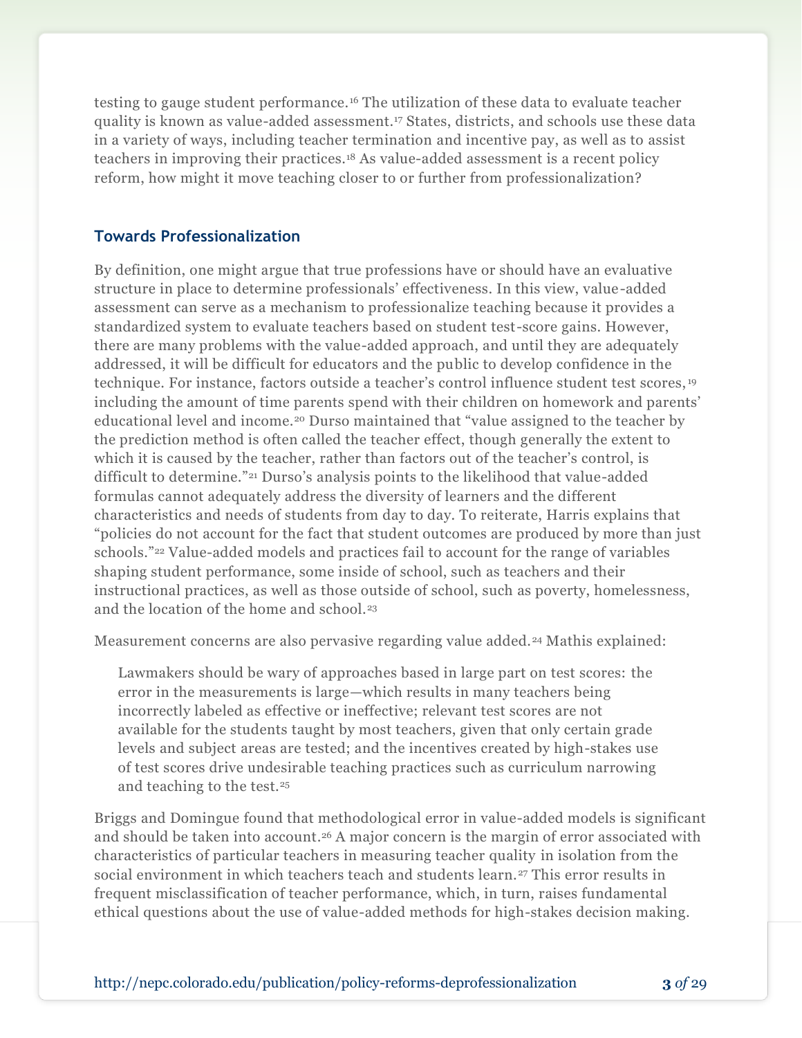testing to gauge student performance.[16] The utilization of these data to evaluate teacher quality is known as value-added assessment.[17] States, districts, and schools use these data in a variety of ways, including teacher termination and incentive pay, as well as to assist teachers in improving their practices.[18] As value-added assessment is a recent policy reform, how might it move teaching closer to or further from professionalization?

### Towards Professionalization

By definition, one might argue that true professions have or should have an evaluative structure in place to determine professionals' effectiveness. In this view, value-added assessment can serve as a mechanism to professionalize teaching because it provides a standardized system to evaluate teachers based on student test-score gains. However, there are many problems with the value-added approach, and until they are adequately addressed, it will be difficult for educators and the public to develop confidence in the technique. For instance, factors outside a teacher's control influence student test scores,[19] including the amount of time parents spend with their children on homework and parents' educational level and income.[20] Durso maintained that "value assigned to the teacher by the prediction method is often called the teacher effect, though generally the extent to which it is caused by the teacher, rather than factors out of the teacher's control, is difficult to determine."[21] Durso's analysis points to the likelihood that value-added formulas cannot adequately address the diversity of learners and the different characteristics and needs of students from day to day. To reiterate, Harris explains that "policies do not account for the fact that student outcomes are produced by more than just schools."[22] Value-added models and practices fail to account for the range of variables shaping student performance, some inside of school, such as teachers and their instructional practices, as well as those outside of school, such as poverty, homelessness, and the location of the home and school.[23]

Measurement concerns are also pervasive regarding value added.[24] Mathis explained:

> Lawmakers should be wary of approaches based in large part on test scores: the error in the measurements is large—which results in many teachers being incorrectly labeled as effective or ineffective; relevant test scores are not available for the students taught by most teachers, given that only certain grade levels and subject areas are tested; and the incentives created by high-stakes use of test scores drive undesirable teaching practices such as curriculum narrowing and teaching to the test.[25]

Briggs and Domingue found that methodological error in value-added models is significant and should be taken into account.[26] A major concern is the margin of error associated with characteristics of particular teachers in measuring teacher quality in isolation from the social environment in which teachers teach and students learn.[27] This error results in frequent misclassification of teacher performance, which, in turn, raises fundamental ethical questions about the use of value-added methods for high-stakes decision making.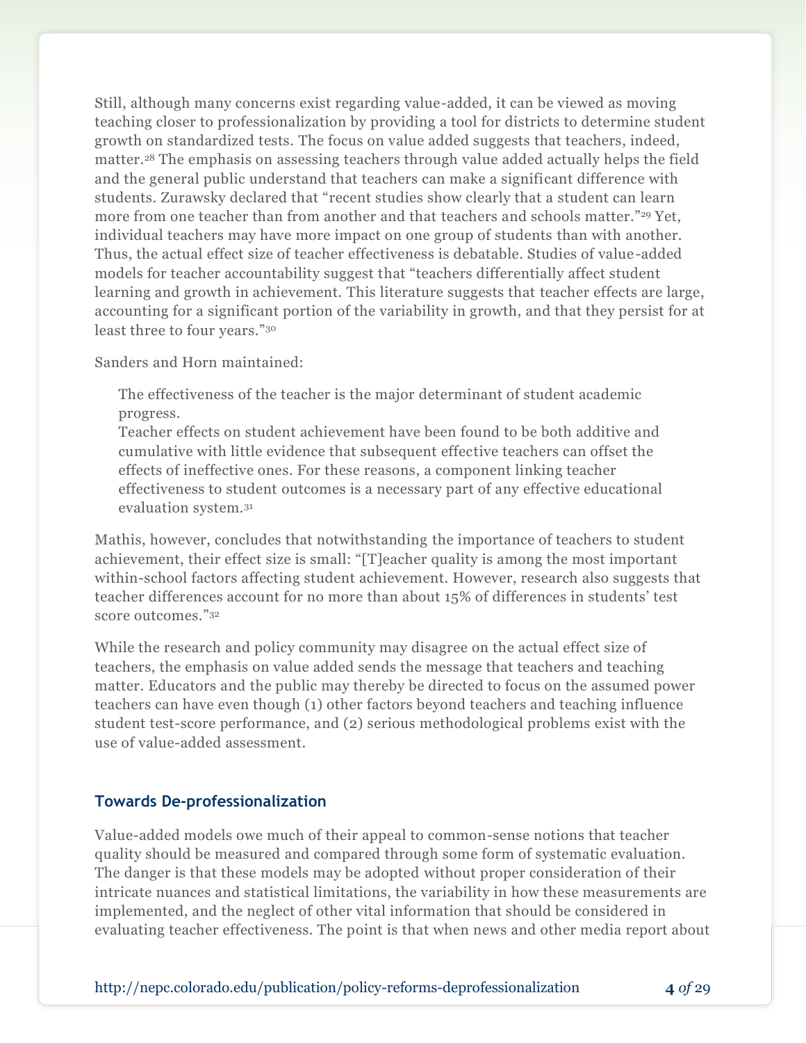Still, although many concerns exist regarding value-added, it can be viewed as moving teaching closer to professionalization by providing a tool for districts to determine student growth on standardized tests. The focus on value added suggests that teachers, indeed, matter.[28] The emphasis on assessing teachers through value added actually helps the field and the general public understand that teachers can make a significant difference with students. Zurawsky declared that "recent studies show clearly that a student can learn more from one teacher than from another and that teachers and schools matter."[29] Yet, individual teachers may have more impact on one group of students than with another. Thus, the actual effect size of teacher effectiveness is debatable. Studies of value-added models for teacher accountability suggest that "teachers differentially affect student learning and growth in achievement. This literature suggests that teacher effects are large, accounting for a significant portion of the variability in growth, and that they persist for at least three to four years."[30]

Sanders and Horn maintained:

> The effectiveness of the teacher is the major determinant of student academic progress.
> Teacher effects on student achievement have been found to be both additive and cumulative with little evidence that subsequent effective teachers can offset the effects of ineffective ones. For these reasons, a component linking teacher effectiveness to student outcomes is a necessary part of any effective educational evaluation system.[31]

Mathis, however, concludes that notwithstanding the importance of teachers to student achievement, their effect size is small: "[T]eacher quality is among the most important within-school factors affecting student achievement. However, research also suggests that teacher differences account for no more than about 15% of differences in students' test score outcomes."[32]

While the research and policy community may disagree on the actual effect size of teachers, the emphasis on value added sends the message that teachers and teaching matter. Educators and the public may thereby be directed to focus on the assumed power teachers can have even though (1) other factors beyond teachers and teaching influence student test-score performance, and (2) serious methodological problems exist with the use of value-added assessment.

## Towards De-professionalization

Value-added models owe much of their appeal to common-sense notions that teacher quality should be measured and compared through some form of systematic evaluation. The danger is that these models may be adopted without proper consideration of their intricate nuances and statistical limitations, the variability in how these measurements are implemented, and the neglect of other vital information that should be considered in evaluating teacher effectiveness. The point is that when news and other media report about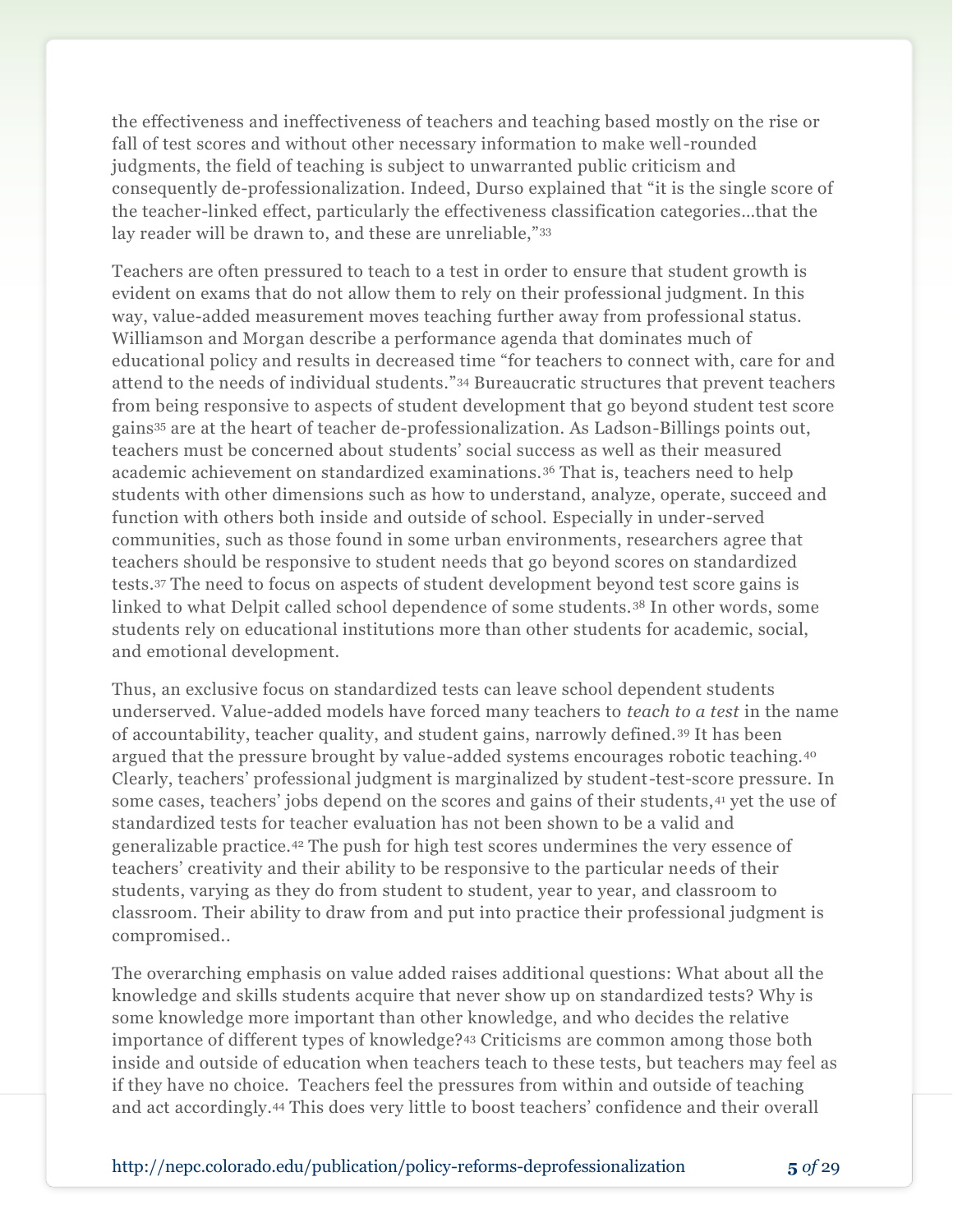the effectiveness and ineffectiveness of teachers and teaching based mostly on the rise or fall of test scores and without other necessary information to make well-rounded judgments, the field of teaching is subject to unwarranted public criticism and consequently de-professionalization. Indeed, Durso explained that "it is the single score of the teacher-linked effect, particularly the effectiveness classification categories…that the lay reader will be drawn to, and these are unreliable,"[33]

Teachers are often pressured to teach to a test in order to ensure that student growth is evident on exams that do not allow them to rely on their professional judgment. In this way, value-added measurement moves teaching further away from professional status. Williamson and Morgan describe a performance agenda that dominates much of educational policy and results in decreased time "for teachers to connect with, care for and attend to the needs of individual students."[34] Bureaucratic structures that prevent teachers from being responsive to aspects of student development that go beyond student test score gains[35] are at the heart of teacher de-professionalization. As Ladson-Billings points out, teachers must be concerned about students' social success as well as their measured academic achievement on standardized examinations.[36] That is, teachers need to help students with other dimensions such as how to understand, analyze, operate, succeed and function with others both inside and outside of school. Especially in under-served communities, such as those found in some urban environments, researchers agree that teachers should be responsive to student needs that go beyond scores on standardized tests.[37] The need to focus on aspects of student development beyond test score gains is linked to what Delpit called school dependence of some students.[38] In other words, some students rely on educational institutions more than other students for academic, social, and emotional development.

Thus, an exclusive focus on standardized tests can leave school dependent students underserved. Value-added models have forced many teachers to *teach to a test* in the name of accountability, teacher quality, and student gains, narrowly defined.[39] It has been argued that the pressure brought by value-added systems encourages robotic teaching.[40] Clearly, teachers' professional judgment is marginalized by student-test-score pressure. In some cases, teachers' jobs depend on the scores and gains of their students,[41] yet the use of standardized tests for teacher evaluation has not been shown to be a valid and generalizable practice.[42] The push for high test scores undermines the very essence of teachers' creativity and their ability to be responsive to the particular needs of their students, varying as they do from student to student, year to year, and classroom to classroom. Their ability to draw from and put into practice their professional judgment is compromised..

The overarching emphasis on value added raises additional questions: What about all the knowledge and skills students acquire that never show up on standardized tests? Why is some knowledge more important than other knowledge, and who decides the relative importance of different types of knowledge?[43] Criticisms are common among those both inside and outside of education when teachers teach to these tests, but teachers may feel as if they have no choice. Teachers feel the pressures from within and outside of teaching and act accordingly.[44] This does very little to boost teachers' confidence and their overall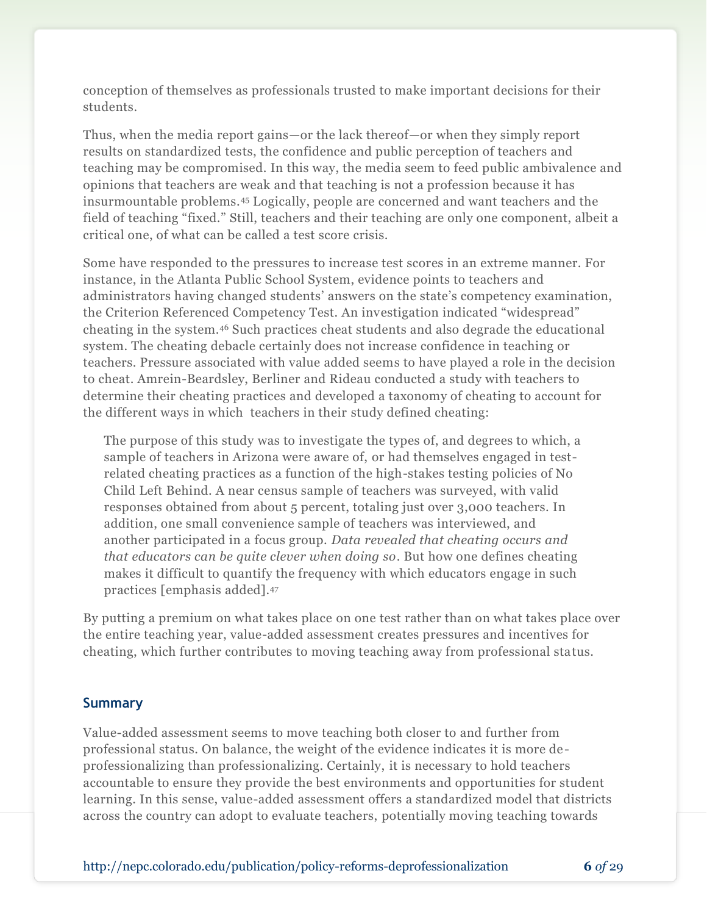conception of themselves as professionals trusted to make important decisions for their students.

Thus, when the media report gains—or the lack thereof—or when they simply report results on standardized tests, the confidence and public perception of teachers and teaching may be compromised. In this way, the media seem to feed public ambivalence and opinions that teachers are weak and that teaching is not a profession because it has insurmountable problems.[45] Logically, people are concerned and want teachers and the field of teaching "fixed." Still, teachers and their teaching are only one component, albeit a critical one, of what can be called a test score crisis.

Some have responded to the pressures to increase test scores in an extreme manner. For instance, in the Atlanta Public School System, evidence points to teachers and administrators having changed students' answers on the state's competency examination, the Criterion Referenced Competency Test. An investigation indicated "widespread" cheating in the system.[46] Such practices cheat students and also degrade the educational system. The cheating debacle certainly does not increase confidence in teaching or teachers. Pressure associated with value added seems to have played a role in the decision to cheat. Amrein-Beardsley, Berliner and Rideau conducted a study with teachers to determine their cheating practices and developed a taxonomy of cheating to account for the different ways in which teachers in their study defined cheating:

> The purpose of this study was to investigate the types of, and degrees to which, a sample of teachers in Arizona were aware of, or had themselves engaged in test-related cheating practices as a function of the high-stakes testing policies of No Child Left Behind. A near census sample of teachers was surveyed, with valid responses obtained from about 5 percent, totaling just over 3,000 teachers. In addition, one small convenience sample of teachers was interviewed, and another participated in a focus group. *Data revealed that cheating occurs and that educators can be quite clever when doing so*. But how one defines cheating makes it difficult to quantify the frequency with which educators engage in such practices [emphasis added].[47]

By putting a premium on what takes place on one test rather than on what takes place over the entire teaching year, value-added assessment creates pressures and incentives for cheating, which further contributes to moving teaching away from professional status.

## Summary

Value-added assessment seems to move teaching both closer to and further from professional status. On balance, the weight of the evidence indicates it is more de-professionalizing than professionalizing. Certainly, it is necessary to hold teachers accountable to ensure they provide the best environments and opportunities for student learning. In this sense, value-added assessment offers a standardized model that districts across the country can adopt to evaluate teachers, potentially moving teaching towards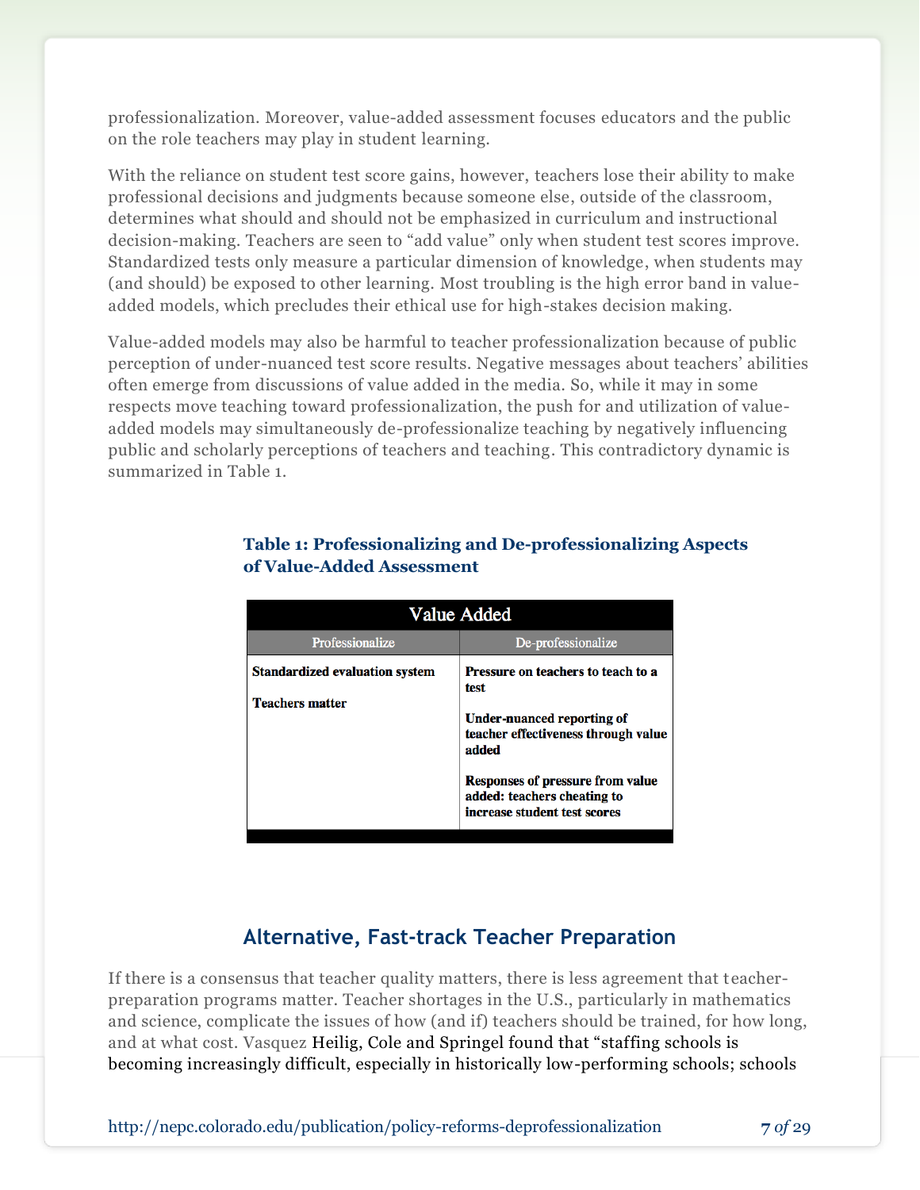professionalization. Moreover, value-added assessment focuses educators and the public on the role teachers may play in student learning.

With the reliance on student test score gains, however, teachers lose their ability to make professional decisions and judgments because someone else, outside of the classroom, determines what should and should not be emphasized in curriculum and instructional decision-making. Teachers are seen to "add value" only when student test scores improve. Standardized tests only measure a particular dimension of knowledge, when students may (and should) be exposed to other learning. Most troubling is the high error band in value-added models, which precludes their ethical use for high-stakes decision making.

Value-added models may also be harmful to teacher professionalization because of public perception of under-nuanced test score results. Negative messages about teachers' abilities often emerge from discussions of value added in the media. So, while it may in some respects move teaching toward professionalization, the push for and utilization of value-added models may simultaneously de-professionalize teaching by negatively influencing public and scholarly perceptions of teachers and teaching. This contradictory dynamic is summarized in Table 1.

**Table 1: Professionalizing and De-professionalizing Aspects of Value-Added Assessment**

| Value Added | |
|---|---|
| **Professionalize** | **De-professionalize** |
| **Standardized evaluation system** | **Pressure on teachers to teach to a test** |
| **Teachers matter** | **Under-nuanced reporting of teacher effectiveness through value added** |
| | **Responses of pressure from value added: teachers cheating to increase student test scores** |

## Alternative, Fast-track Teacher Preparation

If there is a consensus that teacher quality matters, there is less agreement that teacher-preparation programs matter. Teacher shortages in the U.S., particularly in mathematics and science, complicate the issues of how (and if) teachers should be trained, for how long, and at what cost. Vasquez Heilig, Cole and Springel found that "staffing schools is becoming increasingly difficult, especially in historically low-performing schools; schools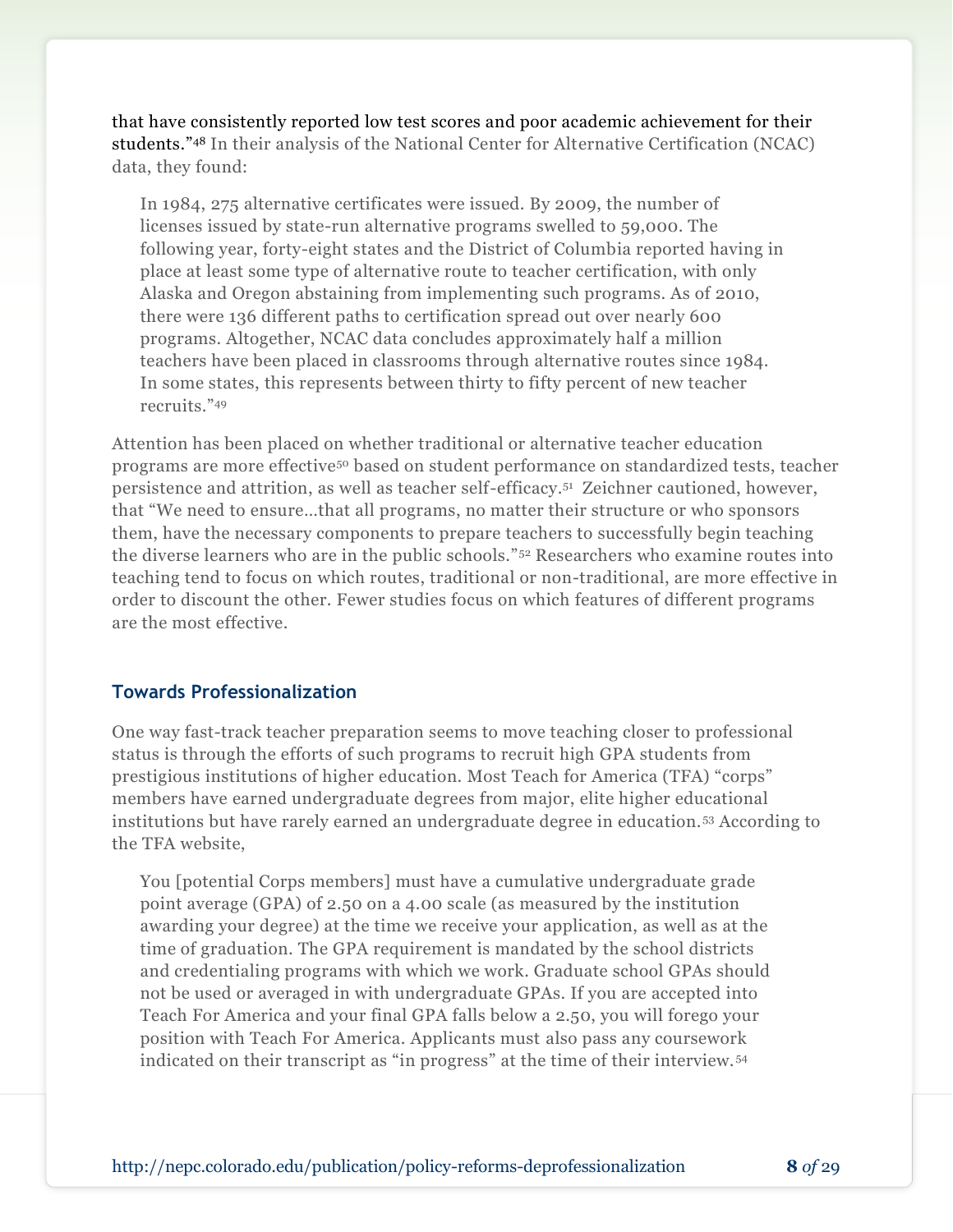that have consistently reported low test scores and poor academic achievement for their students."[48] In their analysis of the National Center for Alternative Certification (NCAC) data, they found:

> In 1984, 275 alternative certificates were issued. By 2009, the number of licenses issued by state-run alternative programs swelled to 59,000. The following year, forty-eight states and the District of Columbia reported having in place at least some type of alternative route to teacher certification, with only Alaska and Oregon abstaining from implementing such programs. As of 2010, there were 136 different paths to certification spread out over nearly 600 programs. Altogether, NCAC data concludes approximately half a million teachers have been placed in classrooms through alternative routes since 1984. In some states, this represents between thirty to fifty percent of new teacher recruits."[49]

Attention has been placed on whether traditional or alternative teacher education programs are more effective[50] based on student performance on standardized tests, teacher persistence and attrition, as well as teacher self-efficacy.[51] Zeichner cautioned, however, that "We need to ensure…that all programs, no matter their structure or who sponsors them, have the necessary components to prepare teachers to successfully begin teaching the diverse learners who are in the public schools."[52] Researchers who examine routes into teaching tend to focus on which routes, traditional or non-traditional, are more effective in order to discount the other. Fewer studies focus on which features of different programs are the most effective.

### Towards Professionalization

One way fast-track teacher preparation seems to move teaching closer to professional status is through the efforts of such programs to recruit high GPA students from prestigious institutions of higher education. Most Teach for America (TFA) "corps" members have earned undergraduate degrees from major, elite higher educational institutions but have rarely earned an undergraduate degree in education.[53] According to the TFA website,

> You [potential Corps members] must have a cumulative undergraduate grade point average (GPA) of 2.50 on a 4.00 scale (as measured by the institution awarding your degree) at the time we receive your application, as well as at the time of graduation. The GPA requirement is mandated by the school districts and credentialing programs with which we work. Graduate school GPAs should not be used or averaged in with undergraduate GPAs. If you are accepted into Teach For America and your final GPA falls below a 2.50, you will forego your position with Teach For America. Applicants must also pass any coursework indicated on their transcript as "in progress" at the time of their interview.[54]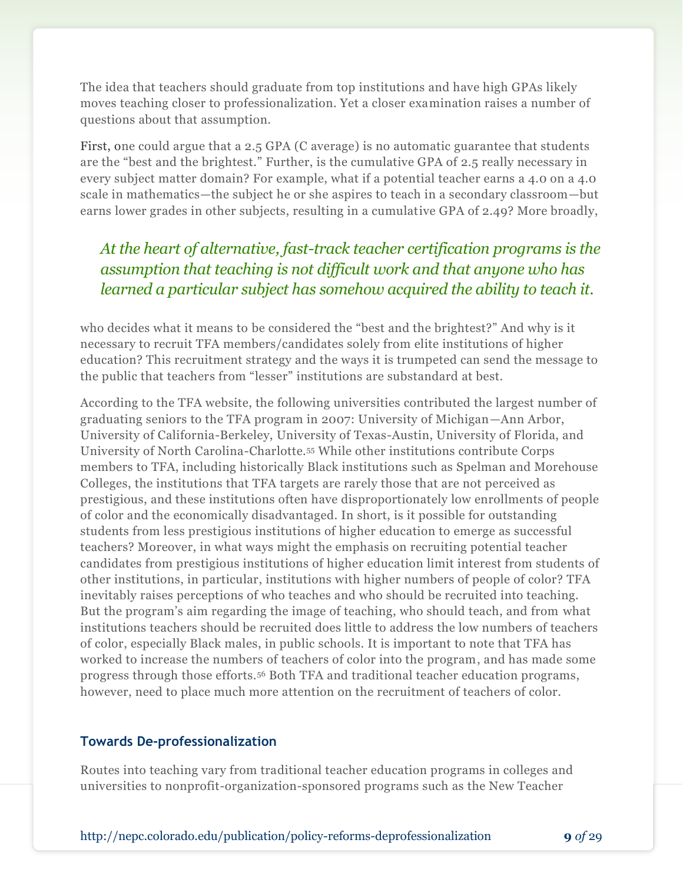The idea that teachers should graduate from top institutions and have high GPAs likely moves teaching closer to professionalization. Yet a closer examination raises a number of questions about that assumption.

First, one could argue that a 2.5 GPA (C average) is no automatic guarantee that students are the "best and the brightest." Further, is the cumulative GPA of 2.5 really necessary in every subject matter domain? For example, what if a potential teacher earns a 4.0 on a 4.0 scale in mathematics—the subject he or she aspires to teach in a secondary classroom—but earns lower grades in other subjects, resulting in a cumulative GPA of 2.49? More broadly, who decides what it means to be considered the "best and the brightest?" And why is it necessary to recruit TFA members/candidates solely from elite institutions of higher education? This recruitment strategy and the ways it is trumpeted can send the message to the public that teachers from "lesser" institutions are substandard at best.

> *At the heart of alternative, fast-track teacher certification programs is the assumption that teaching is not difficult work and that anyone who has learned a particular subject has somehow acquired the ability to teach it.*

According to the TFA website, the following universities contributed the largest number of graduating seniors to the TFA program in 2007: University of Michigan—Ann Arbor, University of California-Berkeley, University of Texas-Austin, University of Florida, and University of North Carolina-Charlotte.[55] While other institutions contribute Corps members to TFA, including historically Black institutions such as Spelman and Morehouse Colleges, the institutions that TFA targets are rarely those that are not perceived as prestigious, and these institutions often have disproportionately low enrollments of people of color and the economically disadvantaged. In short, is it possible for outstanding students from less prestigious institutions of higher education to emerge as successful teachers? Moreover, in what ways might the emphasis on recruiting potential teacher candidates from prestigious institutions of higher education limit interest from students of other institutions, in particular, institutions with higher numbers of people of color? TFA inevitably raises perceptions of who teaches and who should be recruited into teaching. But the program's aim regarding the image of teaching, who should teach, and from what institutions teachers should be recruited does little to address the low numbers of teachers of color, especially Black males, in public schools. It is important to note that TFA has worked to increase the numbers of teachers of color into the program, and has made some progress through those efforts.[56] Both TFA and traditional teacher education programs, however, need to place much more attention on the recruitment of teachers of color.

### Towards De-professionalization

Routes into teaching vary from traditional teacher education programs in colleges and universities to nonprofit-organization-sponsored programs such as the New Teacher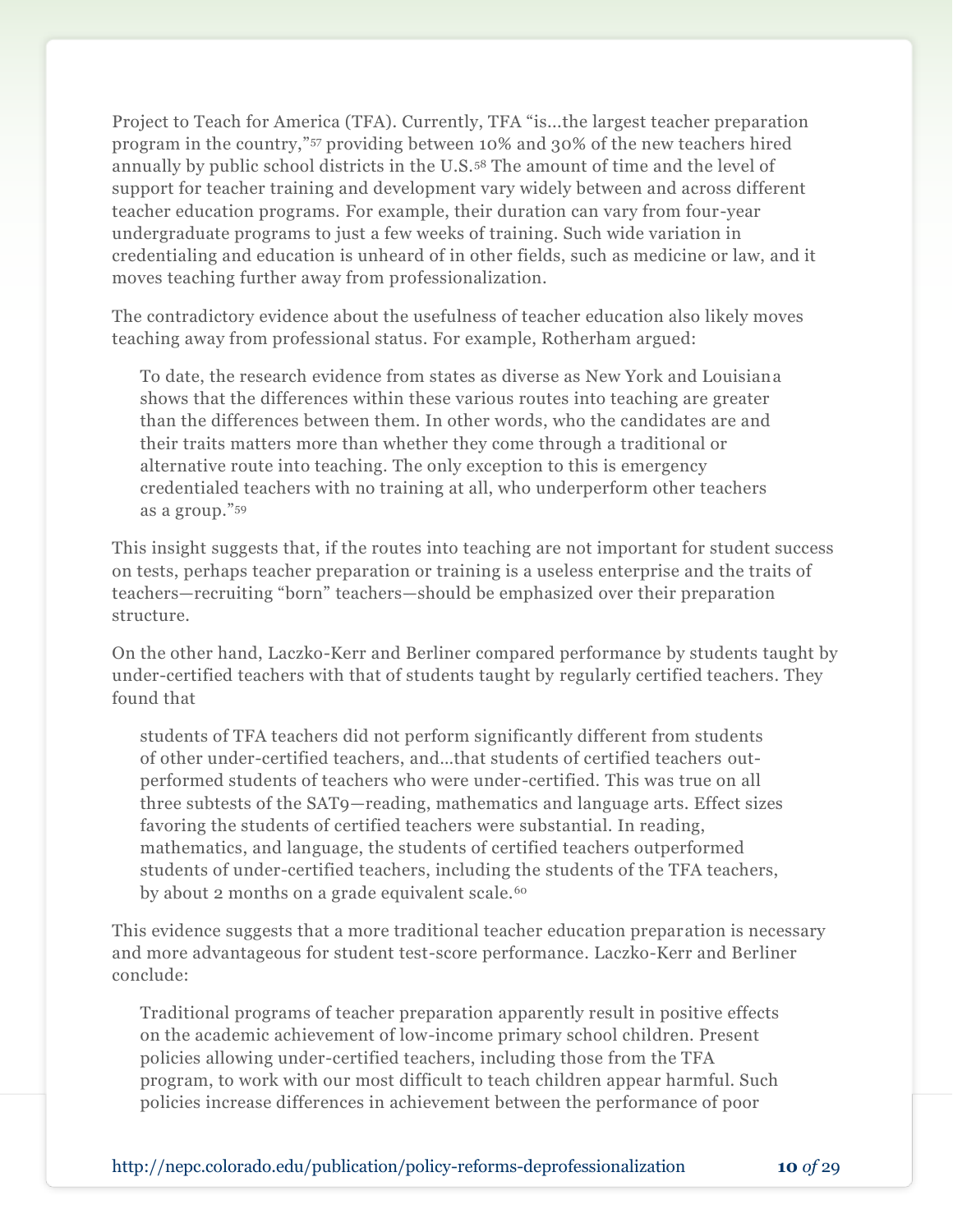Project to Teach for America (TFA). Currently, TFA "is…the largest teacher preparation program in the country,"[57] providing between 10% and 30% of the new teachers hired annually by public school districts in the U.S.[58] The amount of time and the level of support for teacher training and development vary widely between and across different teacher education programs. For example, their duration can vary from four-year undergraduate programs to just a few weeks of training. Such wide variation in credentialing and education is unheard of in other fields, such as medicine or law, and it moves teaching further away from professionalization.

The contradictory evidence about the usefulness of teacher education also likely moves teaching away from professional status. For example, Rotherham argued:

> To date, the research evidence from states as diverse as New York and Louisiana shows that the differences within these various routes into teaching are greater than the differences between them. In other words, who the candidates are and their traits matters more than whether they come through a traditional or alternative route into teaching. The only exception to this is emergency credentialed teachers with no training at all, who underperform other teachers as a group."[59]

This insight suggests that, if the routes into teaching are not important for student success on tests, perhaps teacher preparation or training is a useless enterprise and the traits of teachers—recruiting "born" teachers—should be emphasized over their preparation structure.

On the other hand, Laczko-Kerr and Berliner compared performance by students taught by under-certified teachers with that of students taught by regularly certified teachers. They found that

> students of TFA teachers did not perform significantly different from students of other under-certified teachers, and…that students of certified teachers outperformed students of teachers who were under-certified. This was true on all three subtests of the SAT9—reading, mathematics and language arts. Effect sizes favoring the students of certified teachers were substantial. In reading, mathematics, and language, the students of certified teachers outperformed students of under-certified teachers, including the students of the TFA teachers, by about 2 months on a grade equivalent scale.[60]

This evidence suggests that a more traditional teacher education preparation is necessary and more advantageous for student test-score performance. Laczko-Kerr and Berliner conclude:

> Traditional programs of teacher preparation apparently result in positive effects on the academic achievement of low-income primary school children. Present policies allowing under-certified teachers, including those from the TFA program, to work with our most difficult to teach children appear harmful. Such policies increase differences in achievement between the performance of poor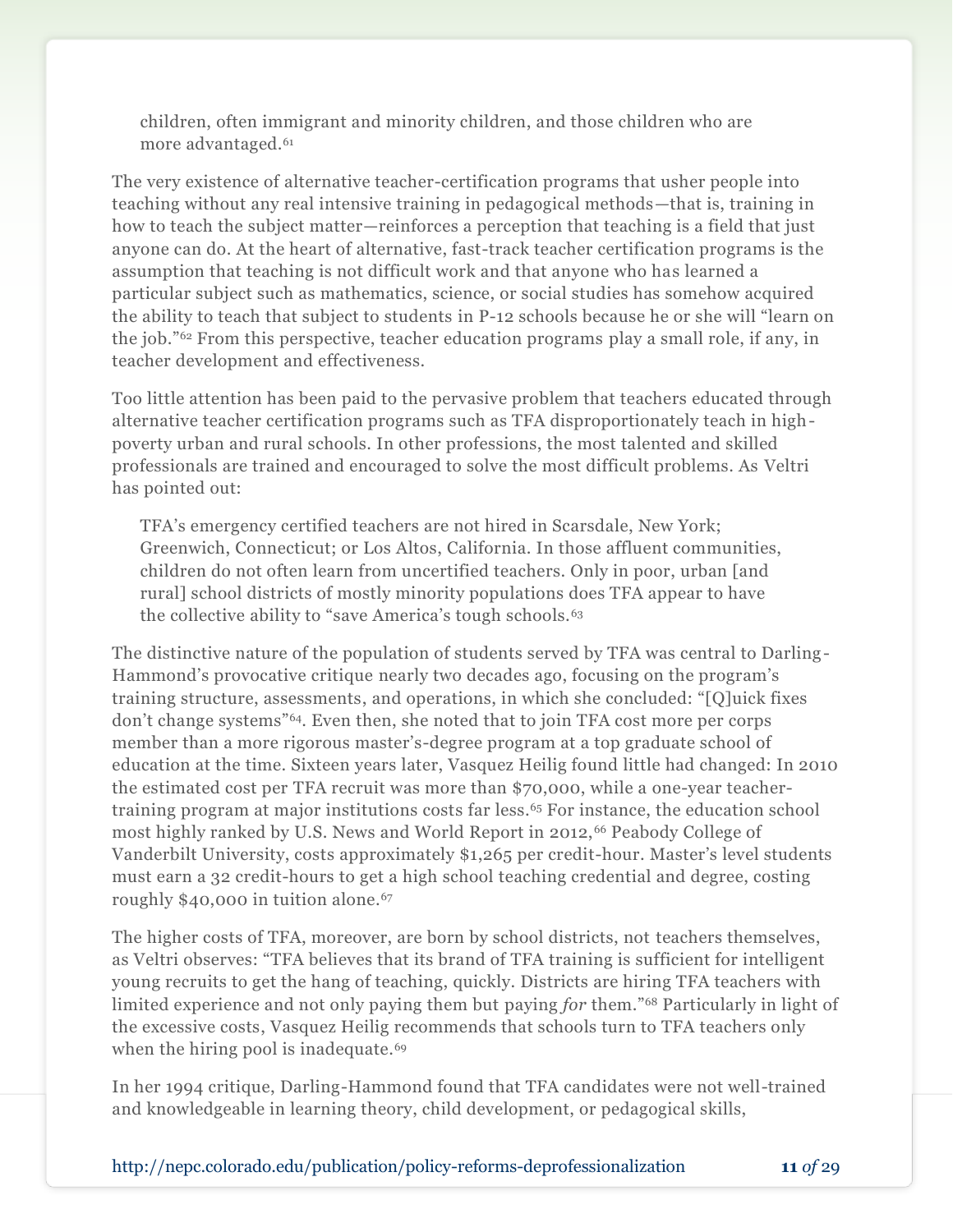> children, often immigrant and minority children, and those children who are more advantaged.[61]

The very existence of alternative teacher-certification programs that usher people into teaching without any real intensive training in pedagogical methods—that is, training in how to teach the subject matter—reinforces a perception that teaching is a field that just anyone can do. At the heart of alternative, fast-track teacher certification programs is the assumption that teaching is not difficult work and that anyone who has learned a particular subject such as mathematics, science, or social studies has somehow acquired the ability to teach that subject to students in P-12 schools because he or she will "learn on the job."[62] From this perspective, teacher education programs play a small role, if any, in teacher development and effectiveness.

Too little attention has been paid to the pervasive problem that teachers educated through alternative teacher certification programs such as TFA disproportionately teach in high-poverty urban and rural schools. In other professions, the most talented and skilled professionals are trained and encouraged to solve the most difficult problems. As Veltri has pointed out:

> TFA's emergency certified teachers are not hired in Scarsdale, New York; Greenwich, Connecticut; or Los Altos, California. In those affluent communities, children do not often learn from uncertified teachers. Only in poor, urban [and rural] school districts of mostly minority populations does TFA appear to have the collective ability to "save America's tough schools.[63]

The distinctive nature of the population of students served by TFA was central to Darling-Hammond's provocative critique nearly two decades ago, focusing on the program's training structure, assessments, and operations, in which she concluded: "[Q]uick fixes don't change systems"[64]. Even then, she noted that to join TFA cost more per corps member than a more rigorous master's-degree program at a top graduate school of education at the time. Sixteen years later, Vasquez Heilig found little had changed: In 2010 the estimated cost per TFA recruit was more than $70,000, while a one-year teacher-training program at major institutions costs far less.[65] For instance, the education school most highly ranked by U.S. News and World Report in 2012,[66] Peabody College of Vanderbilt University, costs approximately $1,265 per credit-hour. Master's level students must earn a 32 credit-hours to get a high school teaching credential and degree, costing roughly $40,000 in tuition alone.[67]

The higher costs of TFA, moreover, are born by school districts, not teachers themselves, as Veltri observes: "TFA believes that its brand of TFA training is sufficient for intelligent young recruits to get the hang of teaching, quickly. Districts are hiring TFA teachers with limited experience and not only paying them but paying *for* them."[68] Particularly in light of the excessive costs, Vasquez Heilig recommends that schools turn to TFA teachers only when the hiring pool is inadequate.[69]

In her 1994 critique, Darling-Hammond found that TFA candidates were not well-trained and knowledgeable in learning theory, child development, or pedagogical skills,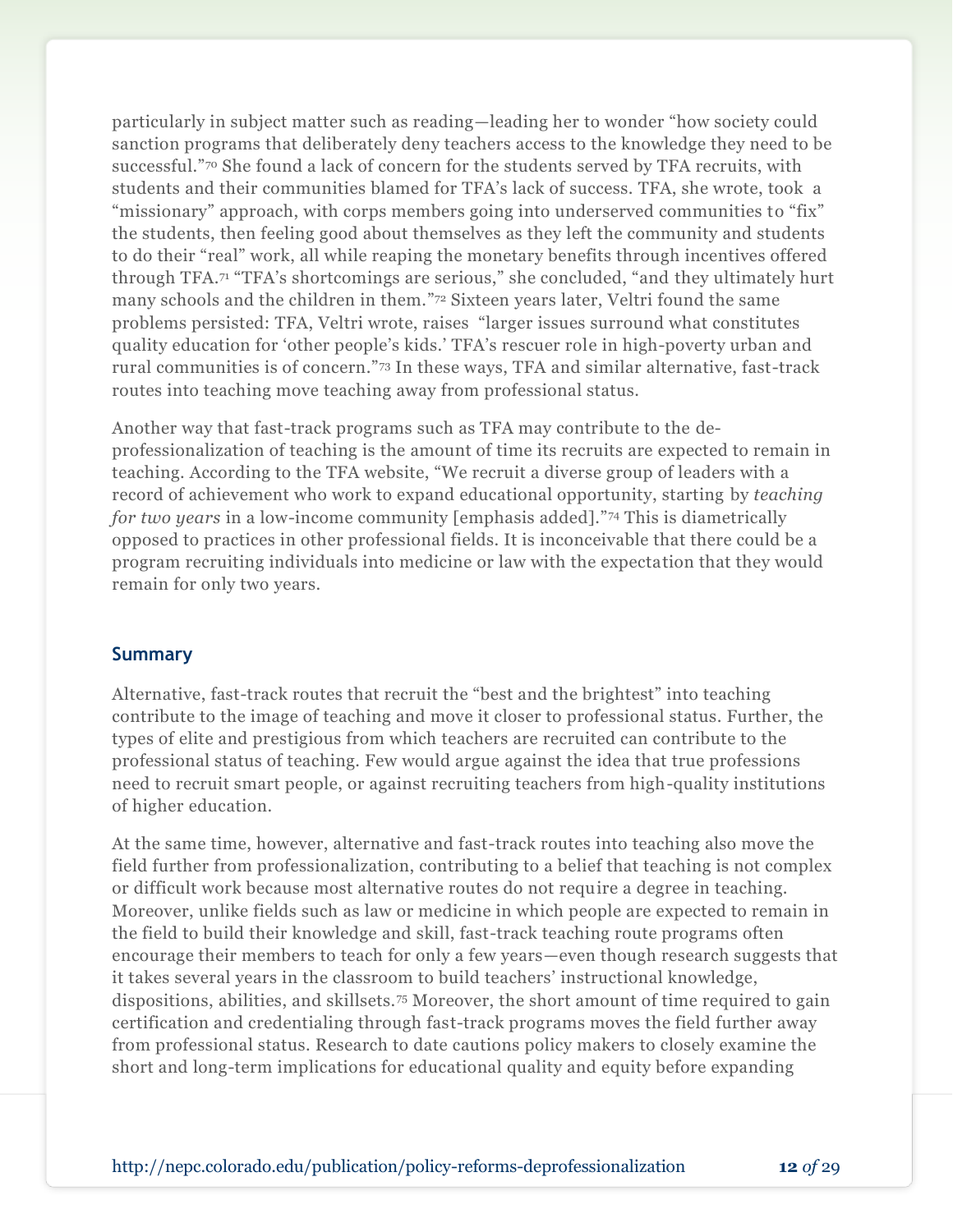particularly in subject matter such as reading—leading her to wonder "how society could sanction programs that deliberately deny teachers access to the knowledge they need to be successful."[70] She found a lack of concern for the students served by TFA recruits, with students and their communities blamed for TFA's lack of success. TFA, she wrote, took a "missionary" approach, with corps members going into underserved communities to "fix" the students, then feeling good about themselves as they left the community and students to do their "real" work, all while reaping the monetary benefits through incentives offered through TFA.[71] "TFA's shortcomings are serious," she concluded, "and they ultimately hurt many schools and the children in them."[72] Sixteen years later, Veltri found the same problems persisted: TFA, Veltri wrote, raises "larger issues surround what constitutes quality education for 'other people's kids.' TFA's rescuer role in high-poverty urban and rural communities is of concern."[73] In these ways, TFA and similar alternative, fast-track routes into teaching move teaching away from professional status.

Another way that fast-track programs such as TFA may contribute to the de-professionalization of teaching is the amount of time its recruits are expected to remain in teaching. According to the TFA website, "We recruit a diverse group of leaders with a record of achievement who work to expand educational opportunity, starting by *teaching for two years* in a low-income community [emphasis added]."[74] This is diametrically opposed to practices in other professional fields. It is inconceivable that there could be a program recruiting individuals into medicine or law with the expectation that they would remain for only two years.

## Summary

Alternative, fast-track routes that recruit the "best and the brightest" into teaching contribute to the image of teaching and move it closer to professional status. Further, the types of elite and prestigious from which teachers are recruited can contribute to the professional status of teaching. Few would argue against the idea that true professions need to recruit smart people, or against recruiting teachers from high-quality institutions of higher education.

At the same time, however, alternative and fast-track routes into teaching also move the field further from professionalization, contributing to a belief that teaching is not complex or difficult work because most alternative routes do not require a degree in teaching. Moreover, unlike fields such as law or medicine in which people are expected to remain in the field to build their knowledge and skill, fast-track teaching route programs often encourage their members to teach for only a few years—even though research suggests that it takes several years in the classroom to build teachers' instructional knowledge, dispositions, abilities, and skillsets.[75] Moreover, the short amount of time required to gain certification and credentialing through fast-track programs moves the field further away from professional status. Research to date cautions policy makers to closely examine the short and long-term implications for educational quality and equity before expanding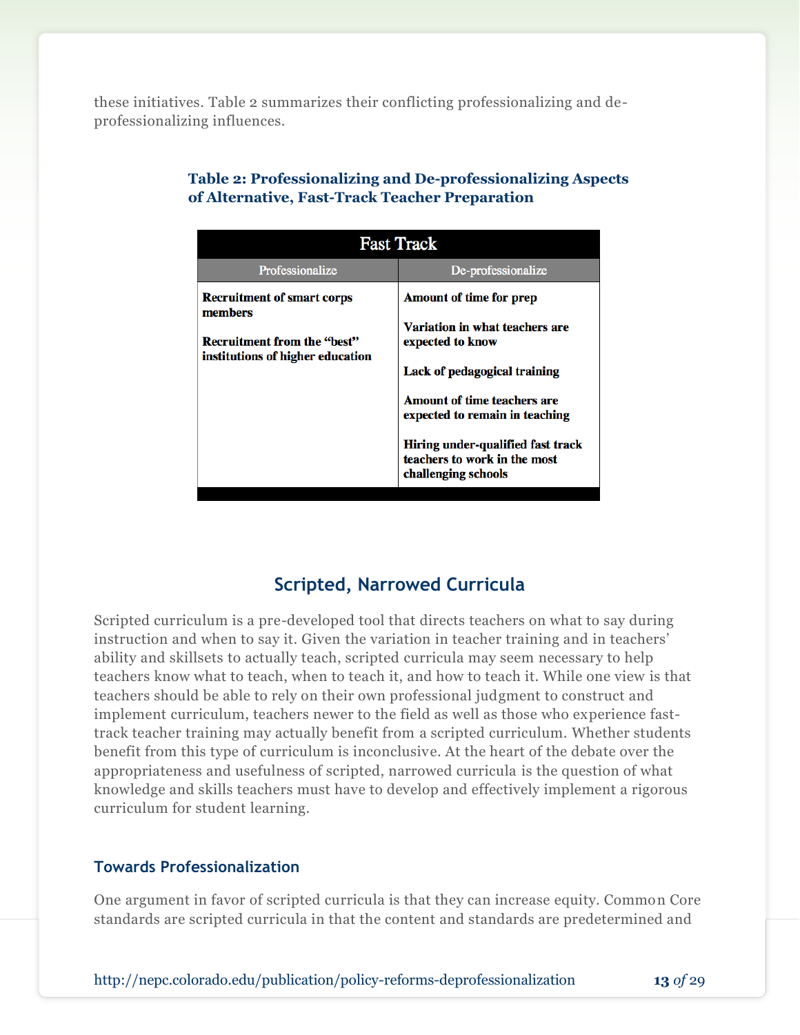these initiatives. Table 2 summarizes their conflicting professionalizing and de-professionalizing influences.

**Table 2: Professionalizing and De-professionalizing Aspects of Alternative, Fast-Track Teacher Preparation**

| Fast Track | |
|---|---|
| Professionalize | De-professionalize |
| **Recruitment of smart corps members**<br><br>**Recruitment from the "best" institutions of higher education** | **Amount of time for prep**<br><br>**Variation in what teachers are expected to know**<br><br>**Lack of pedagogical training**<br><br>**Amount of time teachers are expected to remain in teaching**<br><br>**Hiring under-qualified fast track teachers to work in the most challenging schools** |

## Scripted, Narrowed Curricula

Scripted curriculum is a pre-developed tool that directs teachers on what to say during instruction and when to say it. Given the variation in teacher training and in teachers' ability and skillsets to actually teach, scripted curricula may seem necessary to help teachers know what to teach, when to teach it, and how to teach it. While one view is that teachers should be able to rely on their own professional judgment to construct and implement curriculum, teachers newer to the field as well as those who experience fast-track teacher training may actually benefit from a scripted curriculum. Whether students benefit from this type of curriculum is inconclusive. At the heart of the debate over the appropriateness and usefulness of scripted, narrowed curricula is the question of what knowledge and skills teachers must have to develop and effectively implement a rigorous curriculum for student learning.

### Towards Professionalization

One argument in favor of scripted curricula is that they can increase equity. Common Core standards are scripted curricula in that the content and standards are predetermined and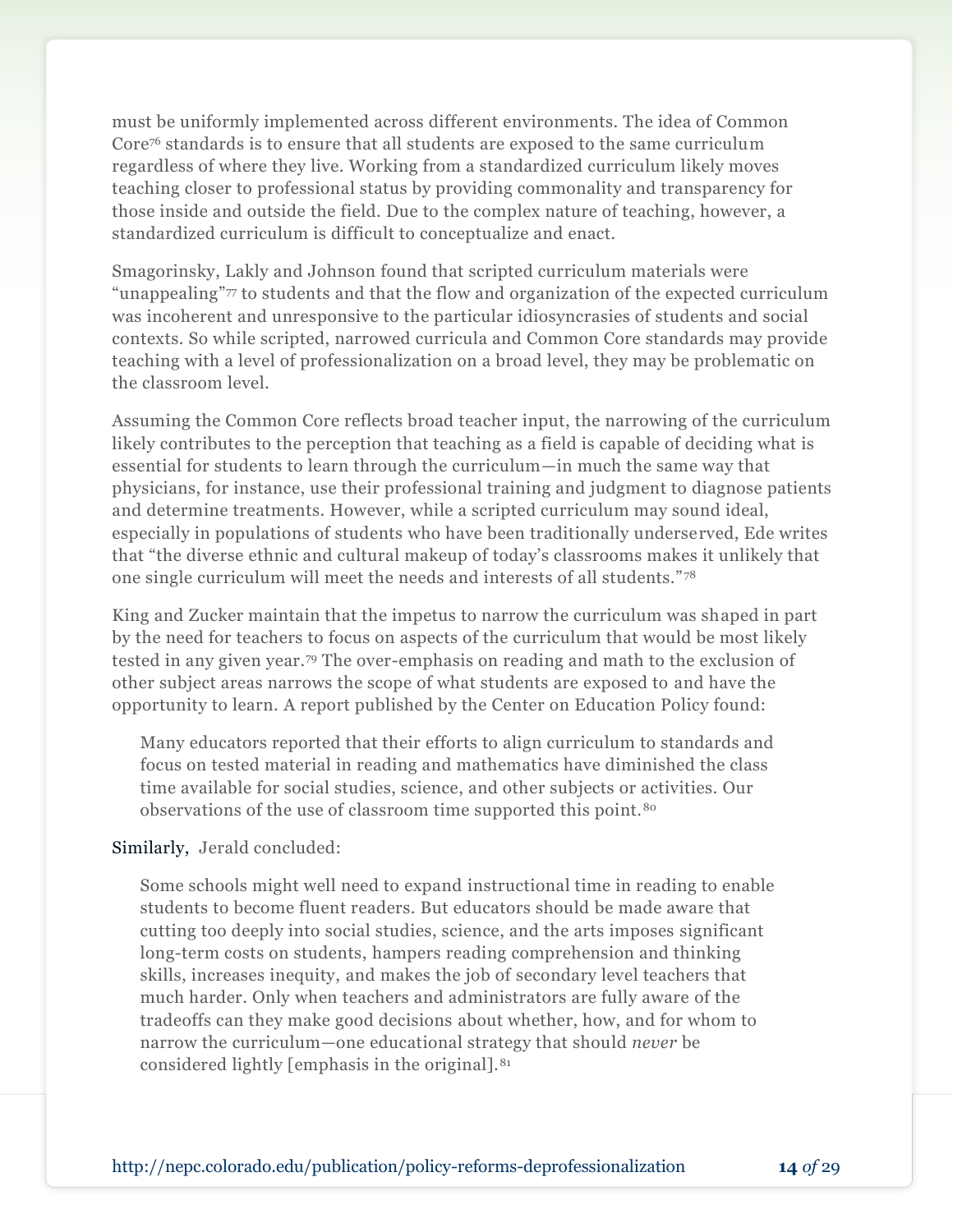must be uniformly implemented across different environments. The idea of Common Core[76] standards is to ensure that all students are exposed to the same curriculum regardless of where they live. Working from a standardized curriculum likely moves teaching closer to professional status by providing commonality and transparency for those inside and outside the field. Due to the complex nature of teaching, however, a standardized curriculum is difficult to conceptualize and enact.

Smagorinsky, Lakly and Johnson found that scripted curriculum materials were "unappealing"[77] to students and that the flow and organization of the expected curriculum was incoherent and unresponsive to the particular idiosyncrasies of students and social contexts. So while scripted, narrowed curricula and Common Core standards may provide teaching with a level of professionalization on a broad level, they may be problematic on the classroom level.

Assuming the Common Core reflects broad teacher input, the narrowing of the curriculum likely contributes to the perception that teaching as a field is capable of deciding what is essential for students to learn through the curriculum—in much the same way that physicians, for instance, use their professional training and judgment to diagnose patients and determine treatments. However, while a scripted curriculum may sound ideal, especially in populations of students who have been traditionally underserved, Ede writes that "the diverse ethnic and cultural makeup of today's classrooms makes it unlikely that one single curriculum will meet the needs and interests of all students."[78]

King and Zucker maintain that the impetus to narrow the curriculum was shaped in part by the need for teachers to focus on aspects of the curriculum that would be most likely tested in any given year.[79] The over-emphasis on reading and math to the exclusion of other subject areas narrows the scope of what students are exposed to and have the opportunity to learn. A report published by the Center on Education Policy found:

> Many educators reported that their efforts to align curriculum to standards and focus on tested material in reading and mathematics have diminished the class time available for social studies, science, and other subjects or activities. Our observations of the use of classroom time supported this point.[80]

Similarly, Jerald concluded:

> Some schools might well need to expand instructional time in reading to enable students to become fluent readers. But educators should be made aware that cutting too deeply into social studies, science, and the arts imposes significant long-term costs on students, hampers reading comprehension and thinking skills, increases inequity, and makes the job of secondary level teachers that much harder. Only when teachers and administrators are fully aware of the tradeoffs can they make good decisions about whether, how, and for whom to narrow the curriculum—one educational strategy that should *never* be considered lightly [emphasis in the original].[81]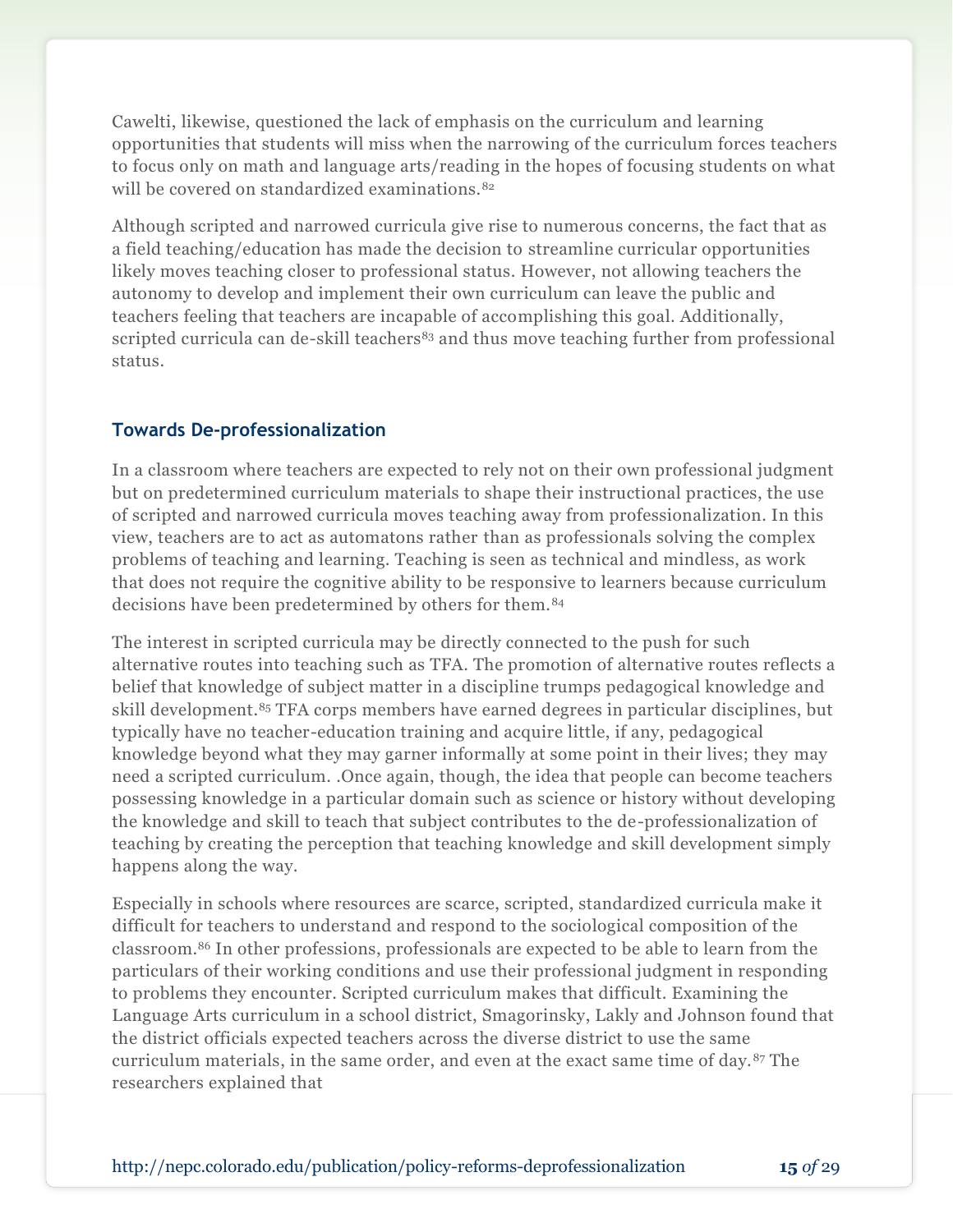Cawelti, likewise, questioned the lack of emphasis on the curriculum and learning opportunities that students will miss when the narrowing of the curriculum forces teachers to focus only on math and language arts/reading in the hopes of focusing students on what will be covered on standardized examinations.[82]

Although scripted and narrowed curricula give rise to numerous concerns, the fact that as a field teaching/education has made the decision to streamline curricular opportunities likely moves teaching closer to professional status. However, not allowing teachers the autonomy to develop and implement their own curriculum can leave the public and teachers feeling that teachers are incapable of accomplishing this goal. Additionally, scripted curricula can de-skill teachers[83] and thus move teaching further from professional status.

### Towards De-professionalization

In a classroom where teachers are expected to rely not on their own professional judgment but on predetermined curriculum materials to shape their instructional practices, the use of scripted and narrowed curricula moves teaching away from professionalization. In this view, teachers are to act as automatons rather than as professionals solving the complex problems of teaching and learning. Teaching is seen as technical and mindless, as work that does not require the cognitive ability to be responsive to learners because curriculum decisions have been predetermined by others for them.[84]

The interest in scripted curricula may be directly connected to the push for such alternative routes into teaching such as TFA. The promotion of alternative routes reflects a belief that knowledge of subject matter in a discipline trumps pedagogical knowledge and skill development.[85] TFA corps members have earned degrees in particular disciplines, but typically have no teacher-education training and acquire little, if any, pedagogical knowledge beyond what they may garner informally at some point in their lives; they may need a scripted curriculum. .Once again, though, the idea that people can become teachers possessing knowledge in a particular domain such as science or history without developing the knowledge and skill to teach that subject contributes to the de-professionalization of teaching by creating the perception that teaching knowledge and skill development simply happens along the way.

Especially in schools where resources are scarce, scripted, standardized curricula make it difficult for teachers to understand and respond to the sociological composition of the classroom.[86] In other professions, professionals are expected to be able to learn from the particulars of their working conditions and use their professional judgment in responding to problems they encounter. Scripted curriculum makes that difficult. Examining the Language Arts curriculum in a school district, Smagorinsky, Lakly and Johnson found that the district officials expected teachers across the diverse district to use the same curriculum materials, in the same order, and even at the exact same time of day.[87] The researchers explained that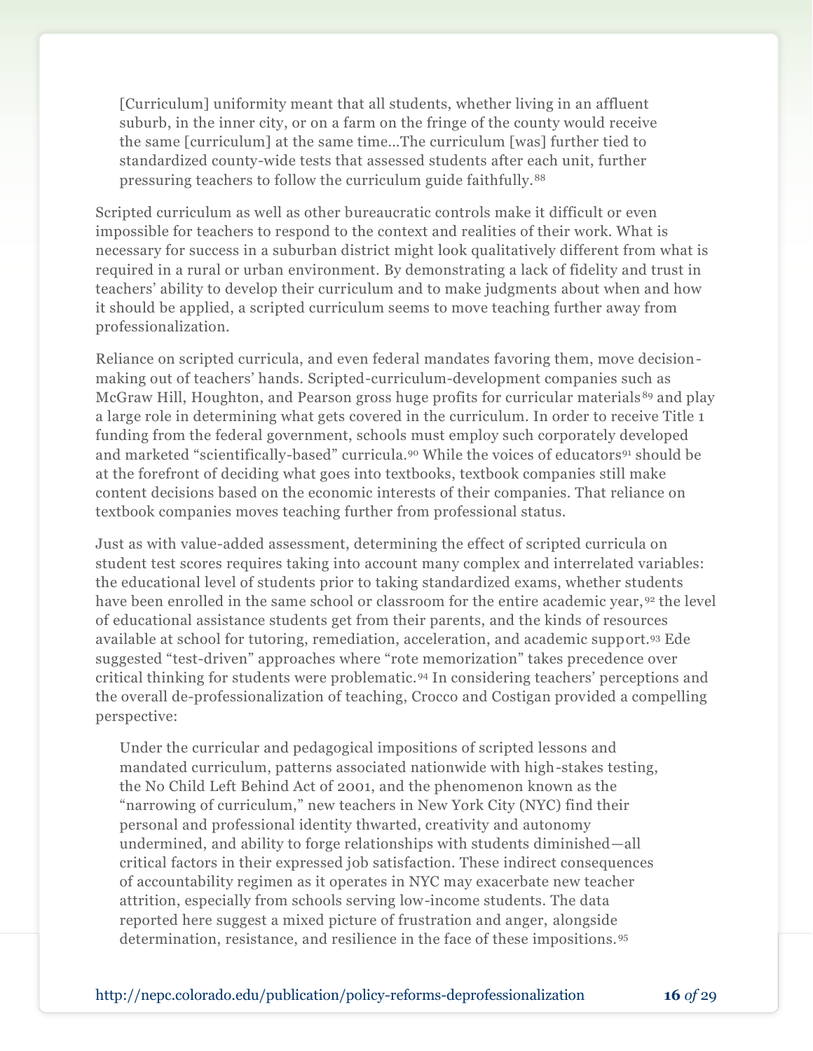> [Curriculum] uniformity meant that all students, whether living in an affluent suburb, in the inner city, or on a farm on the fringe of the county would receive the same [curriculum] at the same time…The curriculum [was] further tied to standardized county-wide tests that assessed students after each unit, further pressuring teachers to follow the curriculum guide faithfully.[88]

Scripted curriculum as well as other bureaucratic controls make it difficult or even impossible for teachers to respond to the context and realities of their work. What is necessary for success in a suburban district might look qualitatively different from what is required in a rural or urban environment. By demonstrating a lack of fidelity and trust in teachers' ability to develop their curriculum and to make judgments about when and how it should be applied, a scripted curriculum seems to move teaching further away from professionalization.

Reliance on scripted curricula, and even federal mandates favoring them, move decision-making out of teachers' hands. Scripted-curriculum-development companies such as McGraw Hill, Houghton, and Pearson gross huge profits for curricular materials[89] and play a large role in determining what gets covered in the curriculum. In order to receive Title 1 funding from the federal government, schools must employ such corporately developed and marketed "scientifically-based" curricula.[90] While the voices of educators[91] should be at the forefront of deciding what goes into textbooks, textbook companies still make content decisions based on the economic interests of their companies. That reliance on textbook companies moves teaching further from professional status.

Just as with value-added assessment, determining the effect of scripted curricula on student test scores requires taking into account many complex and interrelated variables: the educational level of students prior to taking standardized exams, whether students have been enrolled in the same school or classroom for the entire academic year,[92] the level of educational assistance students get from their parents, and the kinds of resources available at school for tutoring, remediation, acceleration, and academic support.[93] Ede suggested "test-driven" approaches where "rote memorization" takes precedence over critical thinking for students were problematic.[94] In considering teachers' perceptions and the overall de-professionalization of teaching, Crocco and Costigan provided a compelling perspective:

> Under the curricular and pedagogical impositions of scripted lessons and mandated curriculum, patterns associated nationwide with high-stakes testing, the No Child Left Behind Act of 2001, and the phenomenon known as the "narrowing of curriculum," new teachers in New York City (NYC) find their personal and professional identity thwarted, creativity and autonomy undermined, and ability to forge relationships with students diminished—all critical factors in their expressed job satisfaction. These indirect consequences of accountability regimen as it operates in NYC may exacerbate new teacher attrition, especially from schools serving low-income students. The data reported here suggest a mixed picture of frustration and anger, alongside determination, resistance, and resilience in the face of these impositions.[95]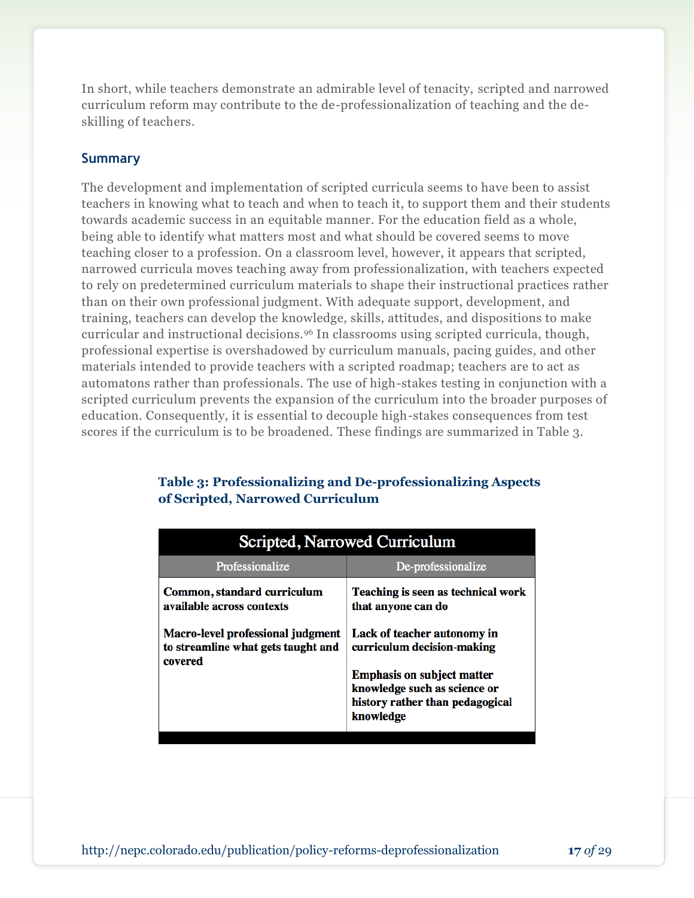In short, while teachers demonstrate an admirable level of tenacity, scripted and narrowed curriculum reform may contribute to the de-professionalization of teaching and the de-skilling of teachers.

## Summary

The development and implementation of scripted curricula seems to have been to assist teachers in knowing what to teach and when to teach it, to support them and their students towards academic success in an equitable manner. For the education field as a whole, being able to identify what matters most and what should be covered seems to move teaching closer to a profession. On a classroom level, however, it appears that scripted, narrowed curricula moves teaching away from professionalization, with teachers expected to rely on predetermined curriculum materials to shape their instructional practices rather than on their own professional judgment. With adequate support, development, and training, teachers can develop the knowledge, skills, attitudes, and dispositions to make curricular and instructional decisions.[96] In classrooms using scripted curricula, though, professional expertise is overshadowed by curriculum manuals, pacing guides, and other materials intended to provide teachers with a scripted roadmap; teachers are to act as automatons rather than professionals. The use of high-stakes testing in conjunction with a scripted curriculum prevents the expansion of the curriculum into the broader purposes of education. Consequently, it is essential to decouple high-stakes consequences from test scores if the curriculum is to be broadened. These findings are summarized in Table 3.

**Table 3: Professionalizing and De-professionalizing Aspects of Scripted, Narrowed Curriculum**

| Scripted, Narrowed Curriculum | |
|---|---|
| **Professionalize** | **De-professionalize** |
| **Common, standard curriculum available across contexts** | **Teaching is seen as technical work that anyone can do** |
| **Macro-level professional judgment to streamline what gets taught and covered** | **Lack of teacher autonomy in curriculum decision-making** |
| | **Emphasis on subject matter knowledge such as science or history rather than pedagogical knowledge** |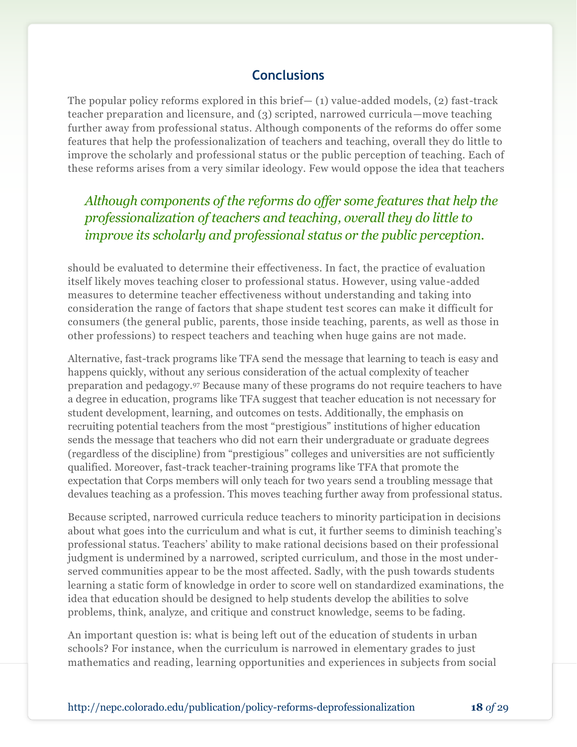## Conclusions

The popular policy reforms explored in this brief— (1) value-added models, (2) fast-track teacher preparation and licensure, and (3) scripted, narrowed curricula—move teaching further away from professional status. Although components of the reforms do offer some features that help the professionalization of teachers and teaching, overall they do little to improve the scholarly and professional status or the public perception of teaching. Each of these reforms arises from a very similar ideology. Few would oppose the idea that teachers

> *Although components of the reforms do offer some features that help the professionalization of teachers and teaching, overall they do little to improve its scholarly and professional status or the public perception.*

should be evaluated to determine their effectiveness. In fact, the practice of evaluation itself likely moves teaching closer to professional status. However, using value-added measures to determine teacher effectiveness without understanding and taking into consideration the range of factors that shape student test scores can make it difficult for consumers (the general public, parents, those inside teaching, parents, as well as those in other professions) to respect teachers and teaching when huge gains are not made.

Alternative, fast-track programs like TFA send the message that learning to teach is easy and happens quickly, without any serious consideration of the actual complexity of teacher preparation and pedagogy.[97] Because many of these programs do not require teachers to have a degree in education, programs like TFA suggest that teacher education is not necessary for student development, learning, and outcomes on tests. Additionally, the emphasis on recruiting potential teachers from the most "prestigious" institutions of higher education sends the message that teachers who did not earn their undergraduate or graduate degrees (regardless of the discipline) from "prestigious" colleges and universities are not sufficiently qualified. Moreover, fast-track teacher-training programs like TFA that promote the expectation that Corps members will only teach for two years send a troubling message that devalues teaching as a profession. This moves teaching further away from professional status.

Because scripted, narrowed curricula reduce teachers to minority participation in decisions about what goes into the curriculum and what is cut, it further seems to diminish teaching's professional status. Teachers' ability to make rational decisions based on their professional judgment is undermined by a narrowed, scripted curriculum, and those in the most under-served communities appear to be the most affected. Sadly, with the push towards students learning a static form of knowledge in order to score well on standardized examinations, the idea that education should be designed to help students develop the abilities to solve problems, think, analyze, and critique and construct knowledge, seems to be fading.

An important question is: what is being left out of the education of students in urban schools? For instance, when the curriculum is narrowed in elementary grades to just mathematics and reading, learning opportunities and experiences in subjects from social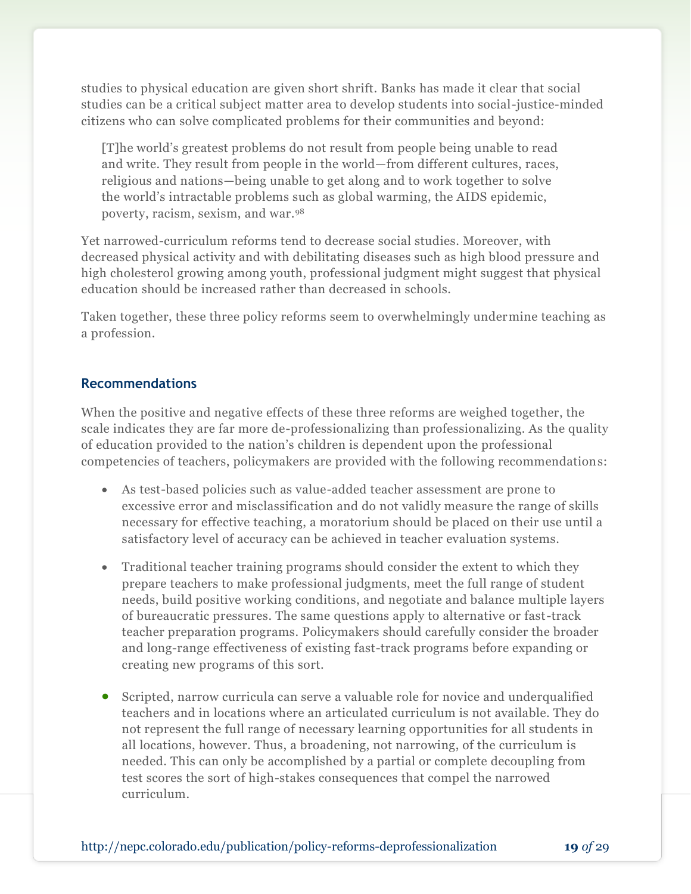studies to physical education are given short shrift. Banks has made it clear that social studies can be a critical subject matter area to develop students into social-justice-minded citizens who can solve complicated problems for their communities and beyond:

> [T]he world's greatest problems do not result from people being unable to read and write. They result from people in the world—from different cultures, races, religious and nations—being unable to get along and to work together to solve the world's intractable problems such as global warming, the AIDS epidemic, poverty, racism, sexism, and war.[98]

Yet narrowed-curriculum reforms tend to decrease social studies. Moreover, with decreased physical activity and with debilitating diseases such as high blood pressure and high cholesterol growing among youth, professional judgment might suggest that physical education should be increased rather than decreased in schools.

Taken together, these three policy reforms seem to overwhelmingly undermine teaching as a profession.

## Recommendations

When the positive and negative effects of these three reforms are weighed together, the scale indicates they are far more de-professionalizing than professionalizing. As the quality of education provided to the nation's children is dependent upon the professional competencies of teachers, policymakers are provided with the following recommendations:

- As test-based policies such as value-added teacher assessment are prone to excessive error and misclassification and do not validly measure the range of skills necessary for effective teaching, a moratorium should be placed on their use until a satisfactory level of accuracy can be achieved in teacher evaluation systems.
- Traditional teacher training programs should consider the extent to which they prepare teachers to make professional judgments, meet the full range of student needs, build positive working conditions, and negotiate and balance multiple layers of bureaucratic pressures. The same questions apply to alternative or fast-track teacher preparation programs. Policymakers should carefully consider the broader and long-range effectiveness of existing fast-track programs before expanding or creating new programs of this sort.
- Scripted, narrow curricula can serve a valuable role for novice and underqualified teachers and in locations where an articulated curriculum is not available. They do not represent the full range of necessary learning opportunities for all students in all locations, however. Thus, a broadening, not narrowing, of the curriculum is needed. This can only be accomplished by a partial or complete decoupling from test scores the sort of high-stakes consequences that compel the narrowed curriculum.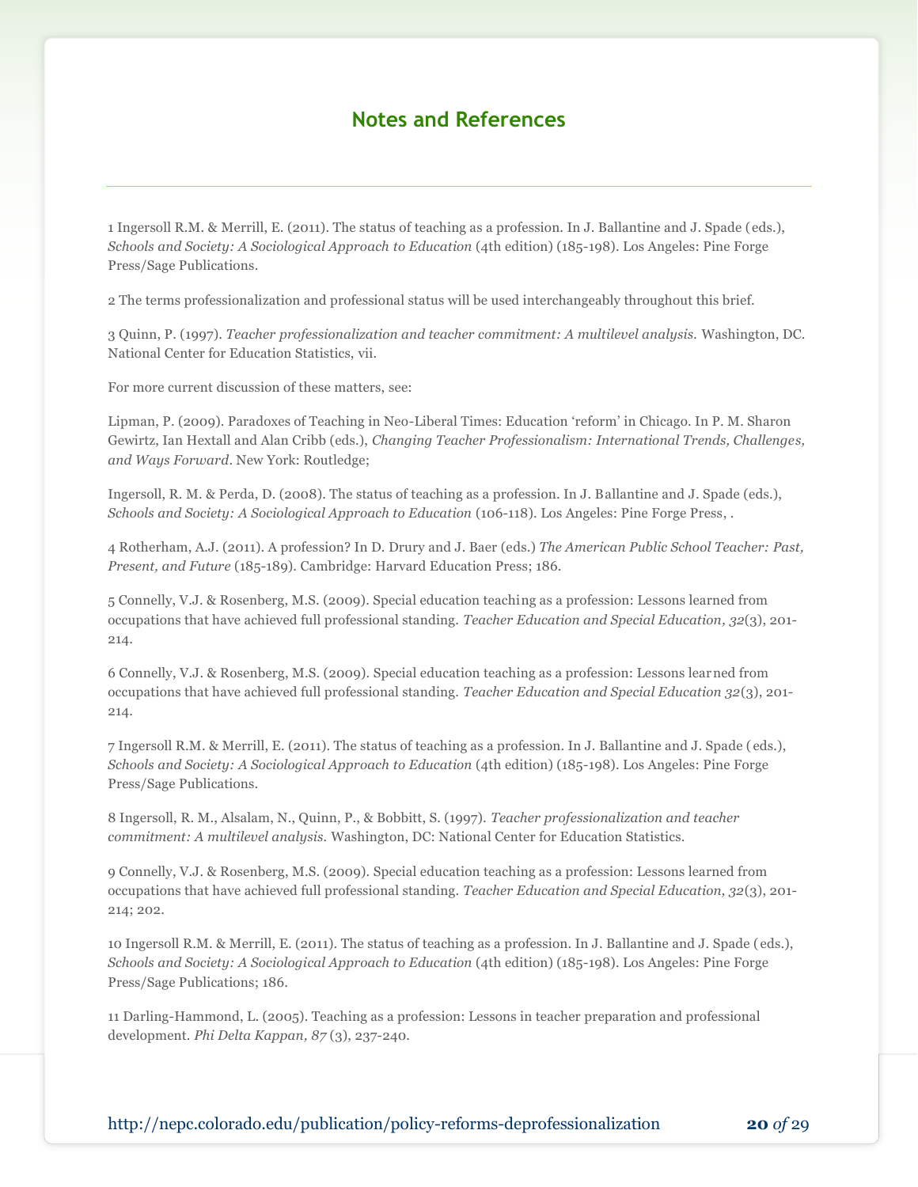## Notes and References

1 Ingersoll R.M. & Merrill, E. (2011). The status of teaching as a profession. In J. Ballantine and J. Spade (eds.), *Schools and Society: A Sociological Approach to Education* (4th edition) (185-198). Los Angeles: Pine Forge Press/Sage Publications.

2 The terms professionalization and professional status will be used interchangeably throughout this brief.

3 Quinn, P. (1997). *Teacher professionalization and teacher commitment: A multilevel analysis.* Washington, DC. National Center for Education Statistics, vii.

For more current discussion of these matters, see:

Lipman, P. (2009). Paradoxes of Teaching in Neo-Liberal Times: Education 'reform' in Chicago. In P. M. Sharon Gewirtz, Ian Hextall and Alan Cribb (eds.), *Changing Teacher Professionalism: International Trends, Challenges, and Ways Forward*. New York: Routledge;

Ingersoll, R. M. & Perda, D. (2008). The status of teaching as a profession. In J. Ballantine and J. Spade (eds.), *Schools and Society: A Sociological Approach to Education* (106-118). Los Angeles: Pine Forge Press, .

4 Rotherham, A.J. (2011). A profession? In D. Drury and J. Baer (eds.) *The American Public School Teacher: Past, Present, and Future* (185-189). Cambridge: Harvard Education Press; 186.

5 Connelly, V.J. & Rosenberg, M.S. (2009). Special education teaching as a profession: Lessons learned from occupations that have achieved full professional standing. *Teacher Education and Special Education, 32*(3), 201-214.

6 Connelly, V.J. & Rosenberg, M.S. (2009). Special education teaching as a profession: Lessons learned from occupations that have achieved full professional standing. *Teacher Education and Special Education 32*(3), 201-214.

7 Ingersoll R.M. & Merrill, E. (2011). The status of teaching as a profession. In J. Ballantine and J. Spade (eds.), *Schools and Society: A Sociological Approach to Education* (4th edition) (185-198). Los Angeles: Pine Forge Press/Sage Publications.

8 Ingersoll, R. M., Alsalam, N., Quinn, P., & Bobbitt, S. (1997). *Teacher professionalization and teacher commitment: A multilevel analysis.* Washington, DC: National Center for Education Statistics.

9 Connelly, V.J. & Rosenberg, M.S. (2009). Special education teaching as a profession: Lessons learned from occupations that have achieved full professional standing. *Teacher Education and Special Education, 32*(3), 201-214; 202.

10 Ingersoll R.M. & Merrill, E. (2011). The status of teaching as a profession. In J. Ballantine and J. Spade (eds.), *Schools and Society: A Sociological Approach to Education* (4th edition) (185-198). Los Angeles: Pine Forge Press/Sage Publications; 186.

11 Darling-Hammond, L. (2005). Teaching as a profession: Lessons in teacher preparation and professional development. *Phi Delta Kappan, 87* (3), 237-240.

http://nepc.colorado.edu/publication/policy-reforms-deprofessionalization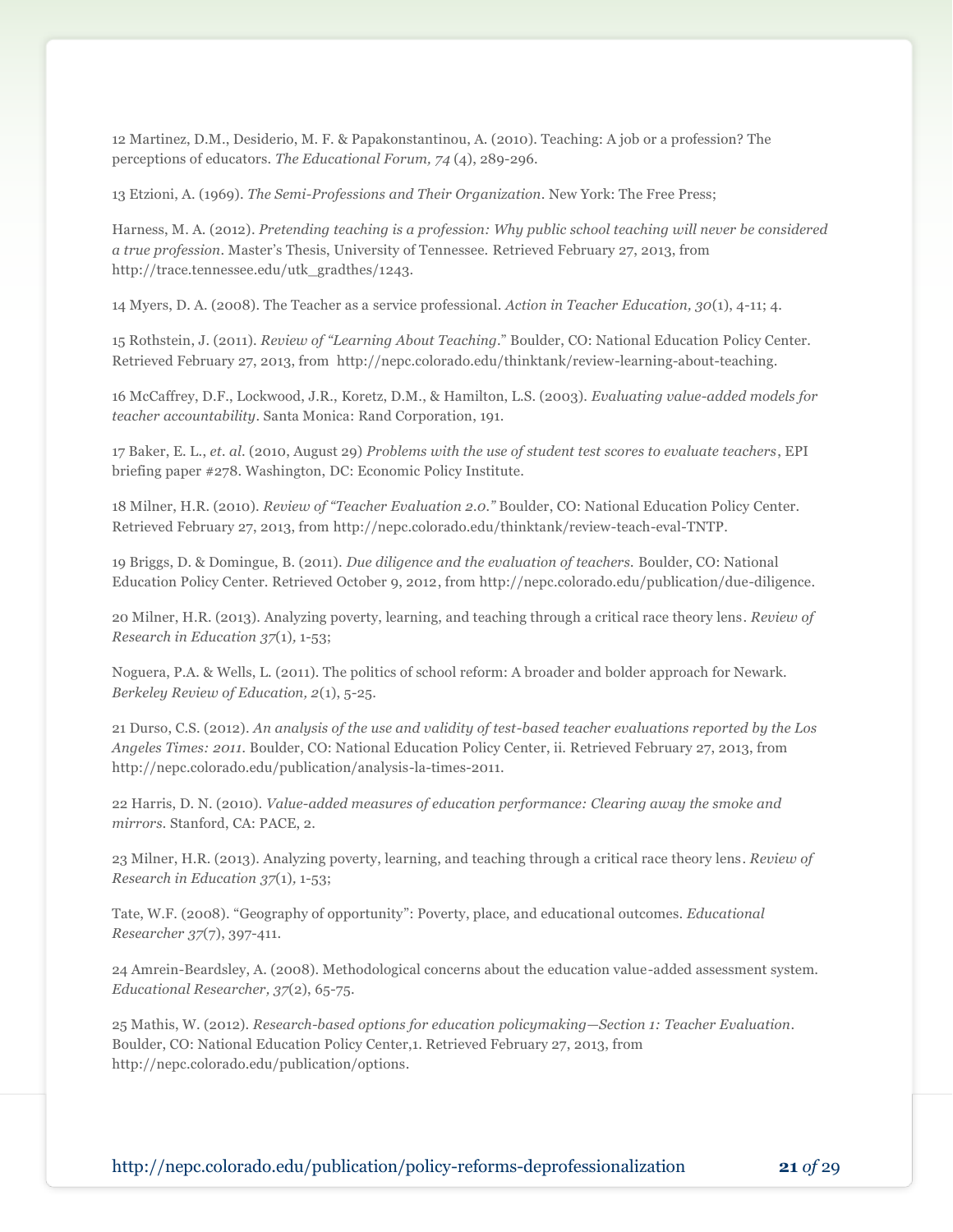12 Martinez, D.M., Desiderio, M. F. & Papakonstantinou, A. (2010). Teaching: A job or a profession? The perceptions of educators. *The Educational Forum, 74* (4), 289-296.

13 Etzioni, A. (1969). *The Semi-Professions and Their Organization*. New York: The Free Press;

Harness, M. A. (2012). *Pretending teaching is a profession: Why public school teaching will never be considered a true profession*. Master's Thesis, University of Tennessee. Retrieved February 27, 2013, from http://trace.tennessee.edu/utk_gradthes/1243.

14 Myers, D. A. (2008). The Teacher as a service professional. *Action in Teacher Education, 30*(1), 4-11; 4.

15 Rothstein, J. (2011). *Review of "Learning About Teaching*." Boulder, CO: National Education Policy Center. Retrieved February 27, 2013, from http://nepc.colorado.edu/thinktank/review-learning-about-teaching.

16 McCaffrey, D.F., Lockwood, J.R., Koretz, D.M., & Hamilton, L.S. (2003). *Evaluating value-added models for teacher accountability*. Santa Monica: Rand Corporation, 191.

17 Baker, E. L., *et. al.* (2010, August 29) *Problems with the use of student test scores to evaluate teachers*, EPI briefing paper #278. Washington, DC: Economic Policy Institute.

18 Milner, H.R. (2010). *Review of "Teacher Evaluation 2.0."* Boulder, CO: National Education Policy Center. Retrieved February 27, 2013, from http://nepc.colorado.edu/thinktank/review-teach-eval-TNTP.

19 Briggs, D. & Domingue, B. (2011). *Due diligence and the evaluation of teachers.* Boulder, CO: National Education Policy Center. Retrieved October 9, 2012, from http://nepc.colorado.edu/publication/due-diligence.

20 Milner, H.R. (2013). Analyzing poverty, learning, and teaching through a critical race theory lens. *Review of Research in Education 37*(1), 1-53;

Noguera, P.A. & Wells, L. (2011). The politics of school reform: A broader and bolder approach for Newark. *Berkeley Review of Education, 2*(1), 5-25.

21 Durso, C.S. (2012). *An analysis of the use and validity of test-based teacher evaluations reported by the Los Angeles Times: 2011.* Boulder, CO: National Education Policy Center, ii. Retrieved February 27, 2013, from http://nepc.colorado.edu/publication/analysis-la-times-2011.

22 Harris, D. N. (2010). *Value-added measures of education performance: Clearing away the smoke and mirrors*. Stanford, CA: PACE, 2.

23 Milner, H.R. (2013). Analyzing poverty, learning, and teaching through a critical race theory lens. *Review of Research in Education 37*(1), 1-53;

Tate, W.F. (2008). "Geography of opportunity": Poverty, place, and educational outcomes. *Educational Researcher 37*(7), 397-411.

24 Amrein-Beardsley, A. (2008). Methodological concerns about the education value-added assessment system. *Educational Researcher, 37*(2), 65-75.

25 Mathis, W. (2012). *Research-based options for education policymaking—Section 1: Teacher Evaluation*. Boulder, CO: National Education Policy Center,1. Retrieved February 27, 2013, from http://nepc.colorado.edu/publication/options.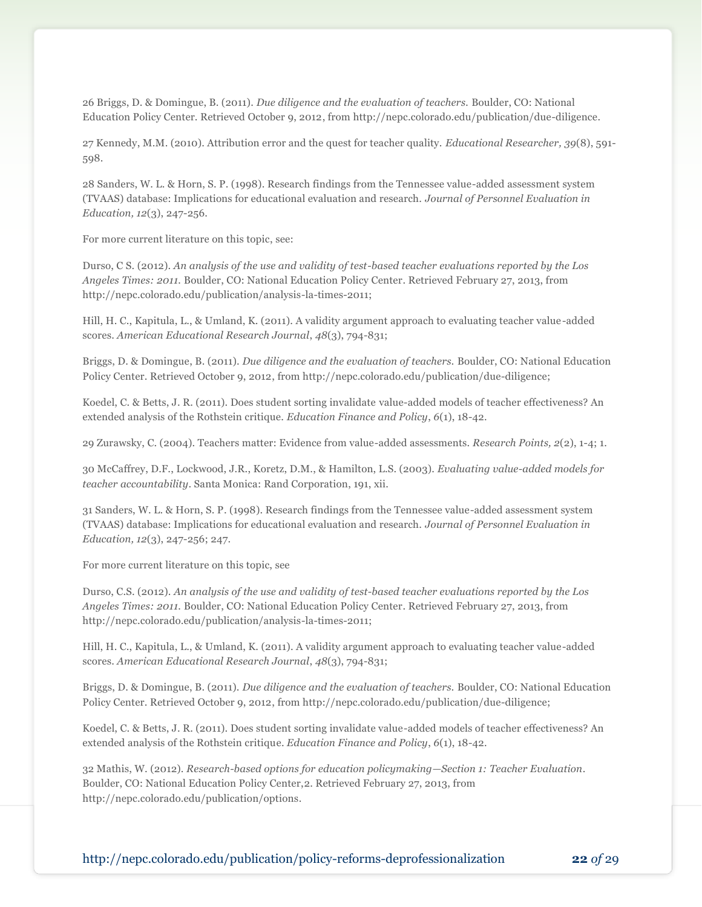26 Briggs, D. & Domingue, B. (2011). *Due diligence and the evaluation of teachers.* Boulder, CO: National Education Policy Center. Retrieved October 9, 2012, from http://nepc.colorado.edu/publication/due-diligence.

27 Kennedy, M.M. (2010). Attribution error and the quest for teacher quality. *Educational Researcher, 39*(8), 591-598.

28 Sanders, W. L. & Horn, S. P. (1998). Research findings from the Tennessee value-added assessment system (TVAAS) database: Implications for educational evaluation and research. *Journal of Personnel Evaluation in Education, 12*(3), 247-256.

For more current literature on this topic, see:

Durso, C S. (2012). *An analysis of the use and validity of test-based teacher evaluations reported by the Los Angeles Times: 2011.* Boulder, CO: National Education Policy Center. Retrieved February 27, 2013, from http://nepc.colorado.edu/publication/analysis-la-times-2011;

Hill, H. C., Kapitula, L., & Umland, K. (2011). A validity argument approach to evaluating teacher value-added scores. *American Educational Research Journal*, *48*(3), 794-831;

Briggs, D. & Domingue, B. (2011). *Due diligence and the evaluation of teachers.* Boulder, CO: National Education Policy Center. Retrieved October 9, 2012, from http://nepc.colorado.edu/publication/due-diligence;

Koedel, C. & Betts, J. R. (2011). Does student sorting invalidate value-added models of teacher effectiveness? An extended analysis of the Rothstein critique. *Education Finance and Policy*, *6*(1), 18-42.

29 Zurawsky, C. (2004). Teachers matter: Evidence from value-added assessments. *Research Points, 2*(2), 1-4; 1.

30 McCaffrey, D.F., Lockwood, J.R., Koretz, D.M., & Hamilton, L.S. (2003). *Evaluating value-added models for teacher accountability*. Santa Monica: Rand Corporation, 191, xii.

31 Sanders, W. L. & Horn, S. P. (1998). Research findings from the Tennessee value-added assessment system (TVAAS) database: Implications for educational evaluation and research. *Journal of Personnel Evaluation in Education, 12*(3), 247-256; 247.

For more current literature on this topic, see

Durso, C.S. (2012). *An analysis of the use and validity of test-based teacher evaluations reported by the Los Angeles Times: 2011.* Boulder, CO: National Education Policy Center. Retrieved February 27, 2013, from http://nepc.colorado.edu/publication/analysis-la-times-2011;

Hill, H. C., Kapitula, L., & Umland, K. (2011). A validity argument approach to evaluating teacher value-added scores. *American Educational Research Journal*, *48*(3), 794-831;

Briggs, D. & Domingue, B. (2011). *Due diligence and the evaluation of teachers.* Boulder, CO: National Education Policy Center. Retrieved October 9, 2012, from http://nepc.colorado.edu/publication/due-diligence;

Koedel, C. & Betts, J. R. (2011). Does student sorting invalidate value-added models of teacher effectiveness? An extended analysis of the Rothstein critique. *Education Finance and Policy*, *6*(1), 18-42.

32 Mathis, W. (2012). *Research-based options for education policymaking—Section 1: Teacher Evaluation*. Boulder, CO: National Education Policy Center,2. Retrieved February 27, 2013, from http://nepc.colorado.edu/publication/options.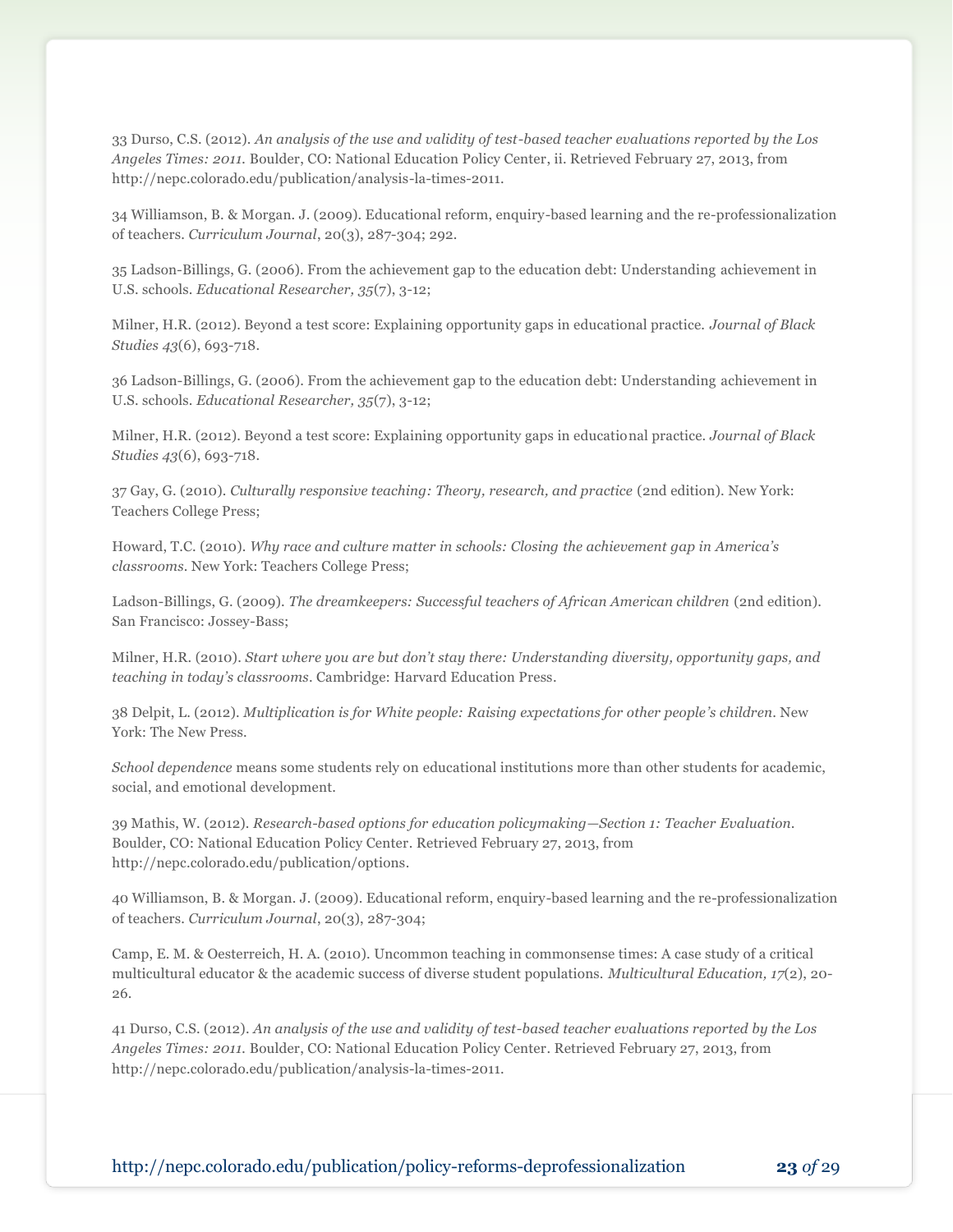33 Durso, C.S. (2012). *An analysis of the use and validity of test-based teacher evaluations reported by the Los Angeles Times: 2011.* Boulder, CO: National Education Policy Center, ii. Retrieved February 27, 2013, from http://nepc.colorado.edu/publication/analysis-la-times-2011.

34 Williamson, B. & Morgan. J. (2009). Educational reform, enquiry-based learning and the re-professionalization of teachers. *Curriculum Journal*, 20(3), 287-304; 292.

35 Ladson-Billings, G. (2006). From the achievement gap to the education debt: Understanding achievement in U.S. schools. *Educational Researcher, 35*(7), 3-12;

Milner, H.R. (2012). Beyond a test score: Explaining opportunity gaps in educational practice. *Journal of Black Studies 43*(6), 693-718.

36 Ladson-Billings, G. (2006). From the achievement gap to the education debt: Understanding achievement in U.S. schools. *Educational Researcher, 35*(7), 3-12;

Milner, H.R. (2012). Beyond a test score: Explaining opportunity gaps in educational practice. *Journal of Black Studies 43*(6), 693-718.

37 Gay, G. (2010). *Culturally responsive teaching: Theory, research, and practice* (2nd edition). New York: Teachers College Press;

Howard, T.C. (2010). *Why race and culture matter in schools: Closing the achievement gap in America's classrooms*. New York: Teachers College Press;

Ladson-Billings, G. (2009). *The dreamkeepers: Successful teachers of African American children* (2nd edition). San Francisco: Jossey-Bass;

Milner, H.R. (2010). *Start where you are but don't stay there: Understanding diversity, opportunity gaps, and teaching in today's classrooms*. Cambridge: Harvard Education Press.

38 Delpit, L. (2012). *Multiplication is for White people: Raising expectations for other people's children*. New York: The New Press.

*School dependence* means some students rely on educational institutions more than other students for academic, social, and emotional development.

39 Mathis, W. (2012). *Research-based options for education policymaking—Section 1: Teacher Evaluation*. Boulder, CO: National Education Policy Center. Retrieved February 27, 2013, from http://nepc.colorado.edu/publication/options.

40 Williamson, B. & Morgan. J. (2009). Educational reform, enquiry-based learning and the re-professionalization of teachers. *Curriculum Journal*, 20(3), 287-304;

Camp, E. M. & Oesterreich, H. A. (2010). Uncommon teaching in commonsense times: A case study of a critical multicultural educator & the academic success of diverse student populations. *Multicultural Education, 17*(2), 20-26.

41 Durso, C.S. (2012). *An analysis of the use and validity of test-based teacher evaluations reported by the Los Angeles Times: 2011.* Boulder, CO: National Education Policy Center. Retrieved February 27, 2013, from http://nepc.colorado.edu/publication/analysis-la-times-2011.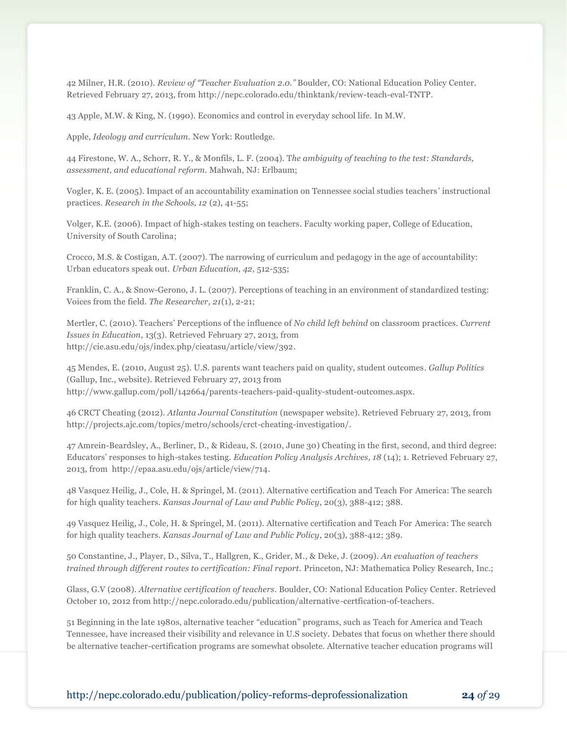42 Milner, H.R. (2010). *Review of "Teacher Evaluation 2.0."* Boulder, CO: National Education Policy Center. Retrieved February 27, 2013, from http://nepc.colorado.edu/thinktank/review-teach-eval-TNTP.

43 Apple, M.W. & King, N. (1990). Economics and control in everyday school life. In M.W.

Apple, *Ideology and curriculum*. New York: Routledge.

44 Firestone, W. A., Schorr, R. Y., & Monfils, L. F. (2004). T*he ambiguity of teaching to the test: Standards, assessment, and educational reform.* Mahwah, NJ: Erlbaum;

Vogler, K. E. (2005). Impact of an accountability examination on Tennessee social studies teachers' instructional practices. *Research in the Schools, 12* (2), 41-55;

Volger, K.E. (2006). Impact of high-stakes testing on teachers. Faculty working paper, College of Education, University of South Carolina;

Crocco, M.S. & Costigan, A.T. (2007). The narrowing of curriculum and pedagogy in the age of accountability: Urban educators speak out. *Urban Education, 42*, 512-535;

Franklin, C. A., & Snow-Gerono, J. L. (2007). Perceptions of teaching in an environment of standardized testing: Voices from the field. *The Researcher, 21*(1), 2-21;

Mertler, C. (2010). Teachers' Perceptions of the influence of *No child left behind* on classroom practices. *Current Issues in Education*, 13(3). Retrieved February 27, 2013, from http://cie.asu.edu/ojs/index.php/cieatasu/article/view/392.

45 Mendes, E. (2010, August 25). U.S. parents want teachers paid on quality, student outcomes. *Gallup Politics* (Gallup, Inc., website). Retrieved February 27, 2013 from http://www.gallup.com/poll/142664/parents-teachers-paid-quality-student-outcomes.aspx.

46 CRCT Cheating (2012). *Atlanta Journal Constitution* (newspaper website). Retrieved February 27, 2013, from http://projects.ajc.com/topics/metro/schools/crct-cheating-investigation/.

47 Amrein-Beardsley, A., Berliner, D., & Rideau, S. (2010, June 30) Cheating in the first, second, and third degree: Educators' responses to high-stakes testing. *Education Policy Analysis Archives, 18* (14); 1. Retrieved February 27, 2013, from http://epaa.asu.edu/ojs/article/view/714.

48 Vasquez Heilig, J., Cole, H. & Springel, M. (2011). Alternative certification and Teach For America: The search for high quality teachers. *Kansas Journal of Law and Public Policy*, 20(3), 388-412; 388.

49 Vasquez Heilig, J., Cole, H. & Springel, M. (2011). Alternative certification and Teach For America: The search for high quality teachers. *Kansas Journal of Law and Public Policy*, 20(3), 388-412; 389.

50 Constantine, J., Player, D., Silva, T., Hallgren, K., Grider, M., & Deke, J. (2009). *An evaluation of teachers trained through different routes to certification: Final report.* Princeton, NJ: Mathematica Policy Research, Inc.;

Glass, G.V (2008). *Alternative certification of teachers*. Boulder, CO: National Education Policy Center. Retrieved October 10, 2012 from http://nepc.colorado.edu/publication/alternative-certfication-of-teachers.

51 Beginning in the late 1980s, alternative teacher "education" programs, such as Teach for America and Teach Tennessee, have increased their visibility and relevance in U.S society. Debates that focus on whether there should be alternative teacher-certification programs are somewhat obsolete. Alternative teacher education programs will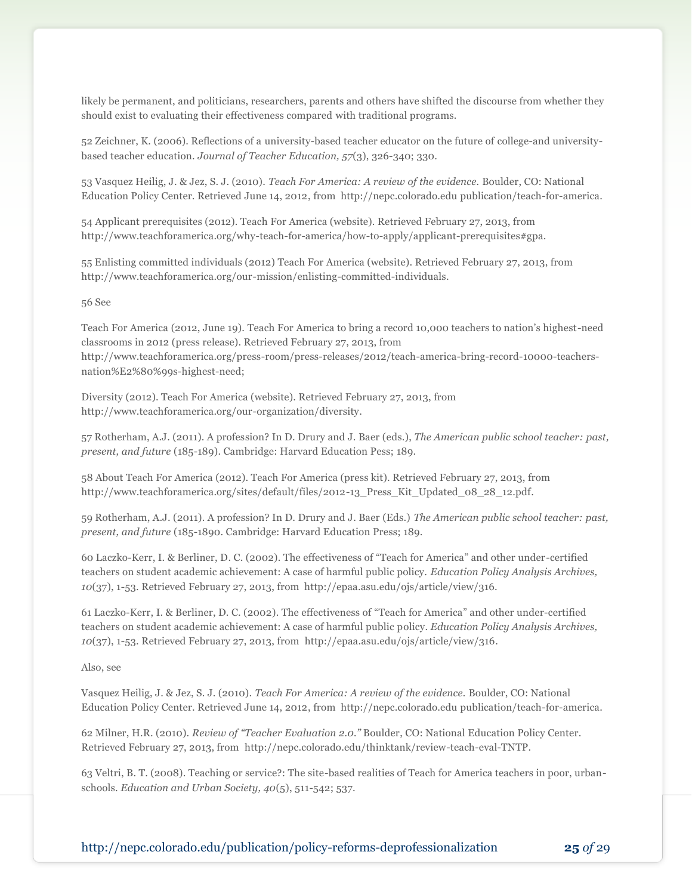likely be permanent, and politicians, researchers, parents and others have shifted the discourse from whether they should exist to evaluating their effectiveness compared with traditional programs.

52 Zeichner, K. (2006). Reflections of a university-based teacher educator on the future of college-and university-based teacher education. *Journal of Teacher Education, 57*(3), 326-340; 330.

53 Vasquez Heilig, J. & Jez, S. J. (2010). *Teach For America: A review of the evidence.* Boulder, CO: National Education Policy Center. Retrieved June 14, 2012, from http://nepc.colorado.edu publication/teach-for-america.

54 Applicant prerequisites (2012). Teach For America (website). Retrieved February 27, 2013, from http://www.teachforamerica.org/why-teach-for-america/how-to-apply/applicant-prerequisites#gpa.

55 Enlisting committed individuals (2012) Teach For America (website). Retrieved February 27, 2013, from http://www.teachforamerica.org/our-mission/enlisting-committed-individuals.

56 See

Teach For America (2012, June 19). Teach For America to bring a record 10,000 teachers to nation's highest-need classrooms in 2012 (press release). Retrieved February 27, 2013, from http://www.teachforamerica.org/press-room/press-releases/2012/teach-america-bring-record-10000-teachers-nation%E2%80%99s-highest-need;

Diversity (2012). Teach For America (website). Retrieved February 27, 2013, from http://www.teachforamerica.org/our-organization/diversity.

57 Rotherham, A.J. (2011). A profession? In D. Drury and J. Baer (eds.), *The American public school teacher: past, present, and future* (185-189). Cambridge: Harvard Education Pess; 189.

58 About Teach For America (2012). Teach For America (press kit). Retrieved February 27, 2013, from http://www.teachforamerica.org/sites/default/files/2012-13_Press_Kit_Updated_08_28_12.pdf.

59 Rotherham, A.J. (2011). A profession? In D. Drury and J. Baer (Eds.) *The American public school teacher: past, present, and future* (185-1890. Cambridge: Harvard Education Press; 189.

60 Laczko-Kerr, I. & Berliner, D. C. (2002). The effectiveness of "Teach for America" and other under-certified teachers on student academic achievement: A case of harmful public policy. *Education Policy Analysis Archives, 10*(37), 1-53. Retrieved February 27, 2013, from http://epaa.asu.edu/ojs/article/view/316.

61 Laczko-Kerr, I. & Berliner, D. C. (2002). The effectiveness of "Teach for America" and other under-certified teachers on student academic achievement: A case of harmful public policy. *Education Policy Analysis Archives, 10*(37), 1-53. Retrieved February 27, 2013, from http://epaa.asu.edu/ojs/article/view/316.

Also, see

Vasquez Heilig, J. & Jez, S. J. (2010). *Teach For America: A review of the evidence.* Boulder, CO: National Education Policy Center. Retrieved June 14, 2012, from http://nepc.colorado.edu publication/teach-for-america.

62 Milner, H.R. (2010). *Review of "Teacher Evaluation 2.0."* Boulder, CO: National Education Policy Center. Retrieved February 27, 2013, from http://nepc.colorado.edu/thinktank/review-teach-eval-TNTP.

63 Veltri, B. T. (2008). Teaching or service?: The site-based realities of Teach for America teachers in poor, urban-schools. *Education and Urban Society, 40*(5), 511-542; 537.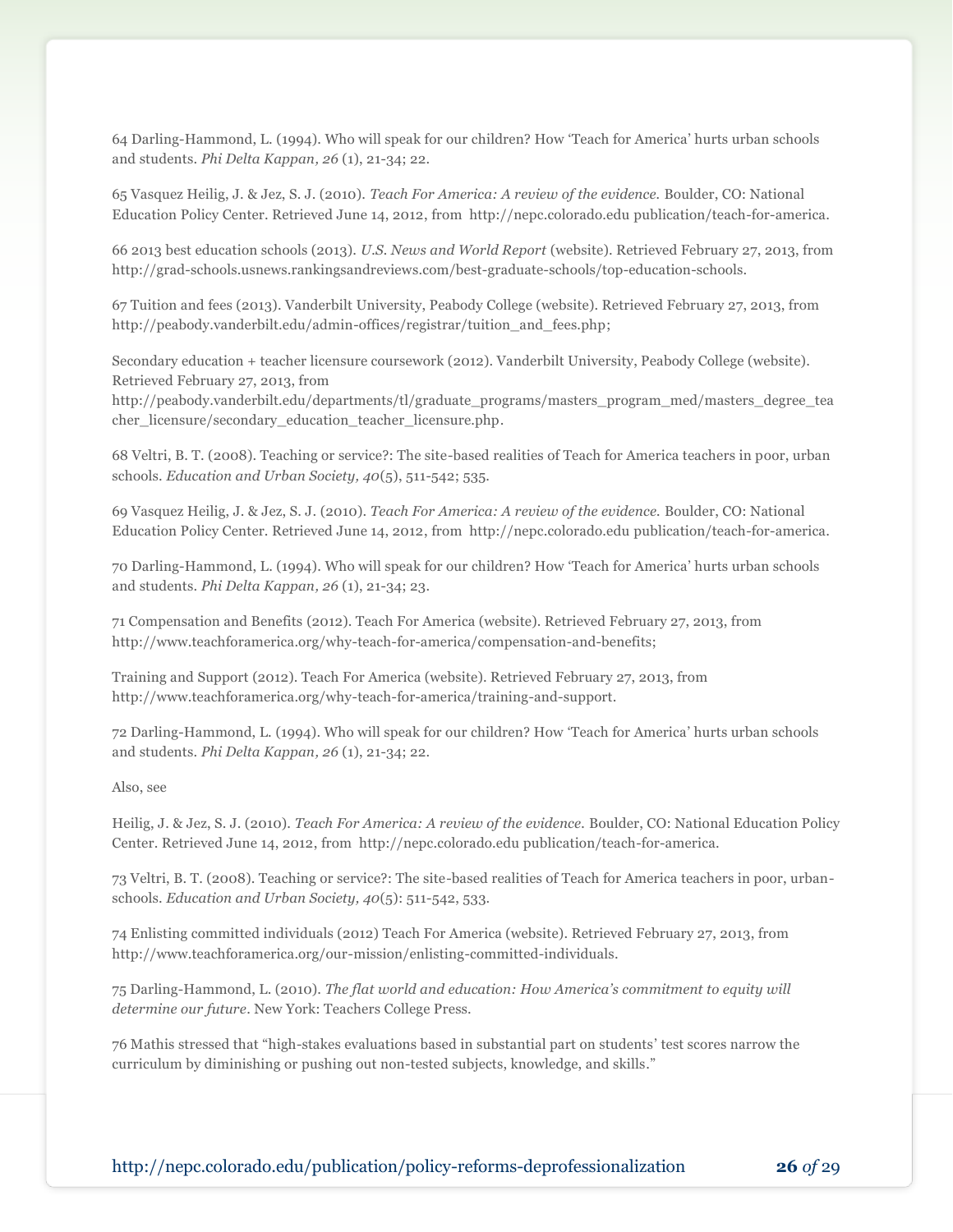64 Darling-Hammond, L. (1994). Who will speak for our children? How 'Teach for America' hurts urban schools and students. *Phi Delta Kappan, 26* (1), 21-34; 22.

65 Vasquez Heilig, J. & Jez, S. J. (2010). *Teach For America: A review of the evidence.* Boulder, CO: National Education Policy Center. Retrieved June 14, 2012, from http://nepc.colorado.edu publication/teach-for-america.

66 2013 best education schools (2013). *U.S. News and World Report* (website). Retrieved February 27, 2013, from http://grad-schools.usnews.rankingsandreviews.com/best-graduate-schools/top-education-schools.

67 Tuition and fees (2013). Vanderbilt University, Peabody College (website). Retrieved February 27, 2013, from http://peabody.vanderbilt.edu/admin-offices/registrar/tuition_and_fees.php;

Secondary education + teacher licensure coursework (2012). Vanderbilt University, Peabody College (website). Retrieved February 27, 2013, from http://peabody.vanderbilt.edu/departments/tl/graduate_programs/masters_program_med/masters_degree_teacher_licensure/secondary_education_teacher_licensure.php.

68 Veltri, B. T. (2008). Teaching or service?: The site-based realities of Teach for America teachers in poor, urban schools. *Education and Urban Society, 40*(5), 511-542; 535.

69 Vasquez Heilig, J. & Jez, S. J. (2010). *Teach For America: A review of the evidence.* Boulder, CO: National Education Policy Center. Retrieved June 14, 2012, from http://nepc.colorado.edu publication/teach-for-america.

70 Darling-Hammond, L. (1994). Who will speak for our children? How 'Teach for America' hurts urban schools and students. *Phi Delta Kappan, 26* (1), 21-34; 23.

71 Compensation and Benefits (2012). Teach For America (website). Retrieved February 27, 2013, from http://www.teachforamerica.org/why-teach-for-america/compensation-and-benefits;

Training and Support (2012). Teach For America (website). Retrieved February 27, 2013, from http://www.teachforamerica.org/why-teach-for-america/training-and-support.

72 Darling-Hammond, L. (1994). Who will speak for our children? How 'Teach for America' hurts urban schools and students. *Phi Delta Kappan, 26* (1), 21-34; 22.

Also, see

Heilig, J. & Jez, S. J. (2010). *Teach For America: A review of the evidence*. Boulder, CO: National Education Policy Center. Retrieved June 14, 2012, from http://nepc.colorado.edu publication/teach-for-america.

73 Veltri, B. T. (2008). Teaching or service?: The site-based realities of Teach for America teachers in poor, urban-schools. *Education and Urban Society, 40*(5): 511-542, 533.

74 Enlisting committed individuals (2012) Teach For America (website). Retrieved February 27, 2013, from http://www.teachforamerica.org/our-mission/enlisting-committed-individuals.

75 Darling-Hammond, L. (2010). *The flat world and education: How America's commitment to equity will determine our future*. New York: Teachers College Press.

76 Mathis stressed that "high-stakes evaluations based in substantial part on students' test scores narrow the curriculum by diminishing or pushing out non-tested subjects, knowledge, and skills."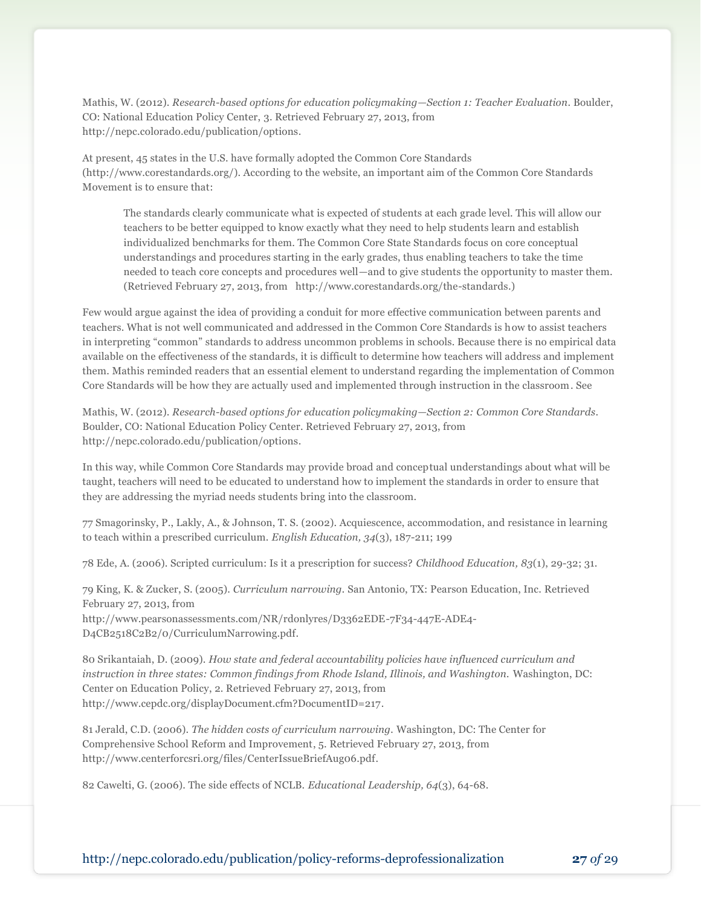Mathis, W. (2012). *Research-based options for education policymaking—Section 1: Teacher Evaluation*. Boulder, CO: National Education Policy Center, 3. Retrieved February 27, 2013, from http://nepc.colorado.edu/publication/options.

At present, 45 states in the U.S. have formally adopted the Common Core Standards (http://www.corestandards.org/). According to the website, an important aim of the Common Core Standards Movement is to ensure that:

> The standards clearly communicate what is expected of students at each grade level. This will allow our teachers to be better equipped to know exactly what they need to help students learn and establish individualized benchmarks for them. The Common Core State Standards focus on core conceptual understandings and procedures starting in the early grades, thus enabling teachers to take the time needed to teach core concepts and procedures well—and to give students the opportunity to master them. (Retrieved February 27, 2013, from http://www.corestandards.org/the-standards.)

Few would argue against the idea of providing a conduit for more effective communication between parents and teachers. What is not well communicated and addressed in the Common Core Standards is how to assist teachers in interpreting "common" standards to address uncommon problems in schools. Because there is no empirical data available on the effectiveness of the standards, it is difficult to determine how teachers will address and implement them. Mathis reminded readers that an essential element to understand regarding the implementation of Common Core Standards will be how they are actually used and implemented through instruction in the classroom. See

Mathis, W. (2012). *Research-based options for education policymaking—Section 2: Common Core Standards*. Boulder, CO: National Education Policy Center. Retrieved February 27, 2013, from http://nepc.colorado.edu/publication/options.

In this way, while Common Core Standards may provide broad and conceptual understandings about what will be taught, teachers will need to be educated to understand how to implement the standards in order to ensure that they are addressing the myriad needs students bring into the classroom.

77 Smagorinsky, P., Lakly, A., & Johnson, T. S. (2002). Acquiescence, accommodation, and resistance in learning to teach within a prescribed curriculum. *English Education, 34*(3), 187-211; 199

78 Ede, A. (2006). Scripted curriculum: Is it a prescription for success? *Childhood Education, 83*(1), 29-32; 31.

79 King, K. & Zucker, S. (2005). *Curriculum narrowing*. San Antonio, TX: Pearson Education, Inc. Retrieved February 27, 2013, from http://www.pearsonassessments.com/NR/rdonlyres/D3362EDE-7F34-447E-ADE4-D4CB2518C2B2/0/CurriculumNarrowing.pdf.

80 Srikantaiah, D. (2009). *How state and federal accountability policies have influenced curriculum and instruction in three states: Common findings from Rhode Island, Illinois, and Washington.* Washington, DC: Center on Education Policy, 2. Retrieved February 27, 2013, from http://www.cepdc.org/displayDocument.cfm?DocumentID=217.

81 Jerald, C.D. (2006). *The hidden costs of curriculum narrowing*. Washington, DC: The Center for Comprehensive School Reform and Improvement, 5. Retrieved February 27, 2013, from http://www.centerforcsri.org/files/CenterIssueBriefAug06.pdf.

82 Cawelti, G. (2006). The side effects of NCLB. *Educational Leadership, 64*(3), 64-68.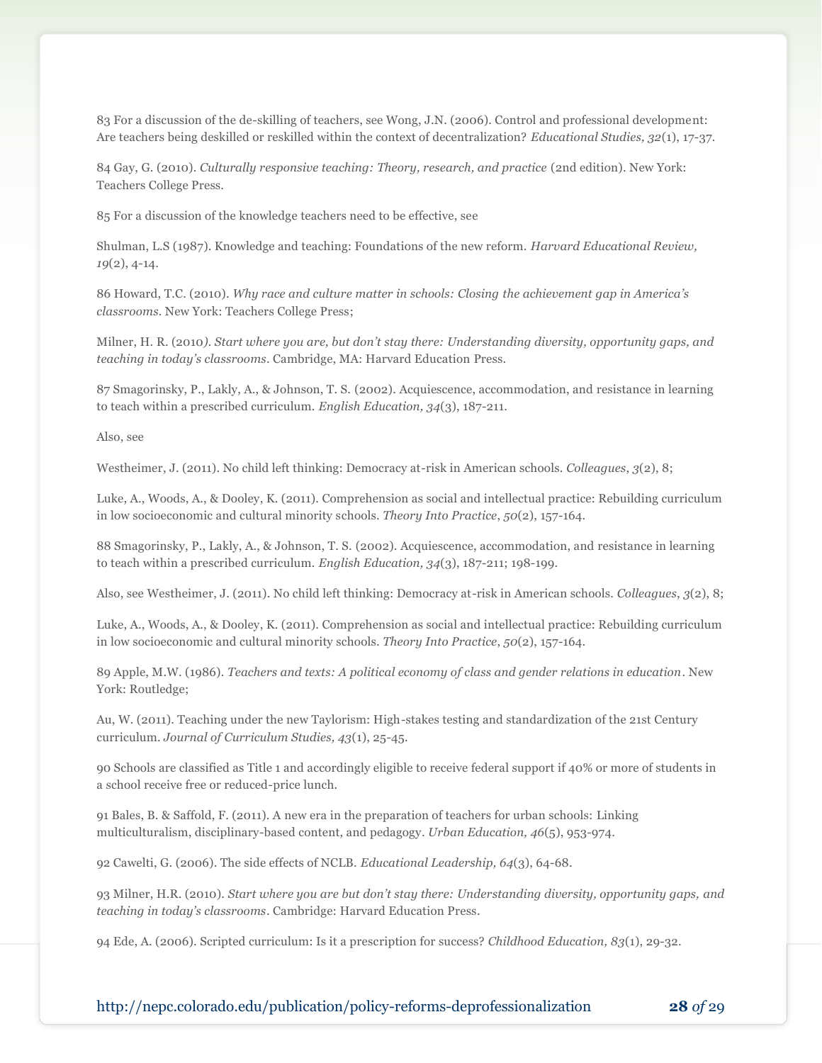83 For a discussion of the de-skilling of teachers, see Wong, J.N. (2006). Control and professional development: Are teachers being deskilled or reskilled within the context of decentralization? *Educational Studies, 32*(1), 17-37.

84 Gay, G. (2010). *Culturally responsive teaching: Theory, research, and practice* (2nd edition). New York: Teachers College Press.

85 For a discussion of the knowledge teachers need to be effective, see

Shulman, L.S (1987). Knowledge and teaching: Foundations of the new reform. *Harvard Educational Review, 19*(2), 4-14.

86 Howard, T.C. (2010). *Why race and culture matter in schools: Closing the achievement gap in America's classrooms*. New York: Teachers College Press;

Milner, H. R. (2010*). Start where you are, but don't stay there: Understanding diversity, opportunity gaps, and teaching in today's classrooms*. Cambridge, MA: Harvard Education Press.

87 Smagorinsky, P., Lakly, A., & Johnson, T. S. (2002). Acquiescence, accommodation, and resistance in learning to teach within a prescribed curriculum. *English Education, 34*(3), 187-211.

Also, see

Westheimer, J. (2011). No child left thinking: Democracy at-risk in American schools. *Colleagues*, *3*(2), 8;

Luke, A., Woods, A., & Dooley, K. (2011). Comprehension as social and intellectual practice: Rebuilding curriculum in low socioeconomic and cultural minority schools. *Theory Into Practice*, *50*(2), 157-164.

88 Smagorinsky, P., Lakly, A., & Johnson, T. S. (2002). Acquiescence, accommodation, and resistance in learning to teach within a prescribed curriculum. *English Education, 34*(3), 187-211; 198-199.

Also, see Westheimer, J. (2011). No child left thinking: Democracy at-risk in American schools. *Colleagues*, *3*(2), 8;

Luke, A., Woods, A., & Dooley, K. (2011). Comprehension as social and intellectual practice: Rebuilding curriculum in low socioeconomic and cultural minority schools. *Theory Into Practice*, *50*(2), 157-164.

89 Apple, M.W. (1986). *Teachers and texts: A political economy of class and gender relations in education*. New York: Routledge;

Au, W. (2011). Teaching under the new Taylorism: High-stakes testing and standardization of the 21st Century curriculum. *Journal of Curriculum Studies, 43*(1), 25-45.

90 Schools are classified as Title 1 and accordingly eligible to receive federal support if 40% or more of students in a school receive free or reduced-price lunch.

91 Bales, B. & Saffold, F. (2011). A new era in the preparation of teachers for urban schools: Linking multiculturalism, disciplinary-based content, and pedagogy. *Urban Education, 46*(5), 953-974.

92 Cawelti, G. (2006). The side effects of NCLB. *Educational Leadership, 64*(3), 64-68.

93 Milner, H.R. (2010). *Start where you are but don't stay there: Understanding diversity, opportunity gaps, and teaching in today's classrooms*. Cambridge: Harvard Education Press.

94 Ede, A. (2006). Scripted curriculum: Is it a prescription for success? *Childhood Education, 83*(1), 29-32.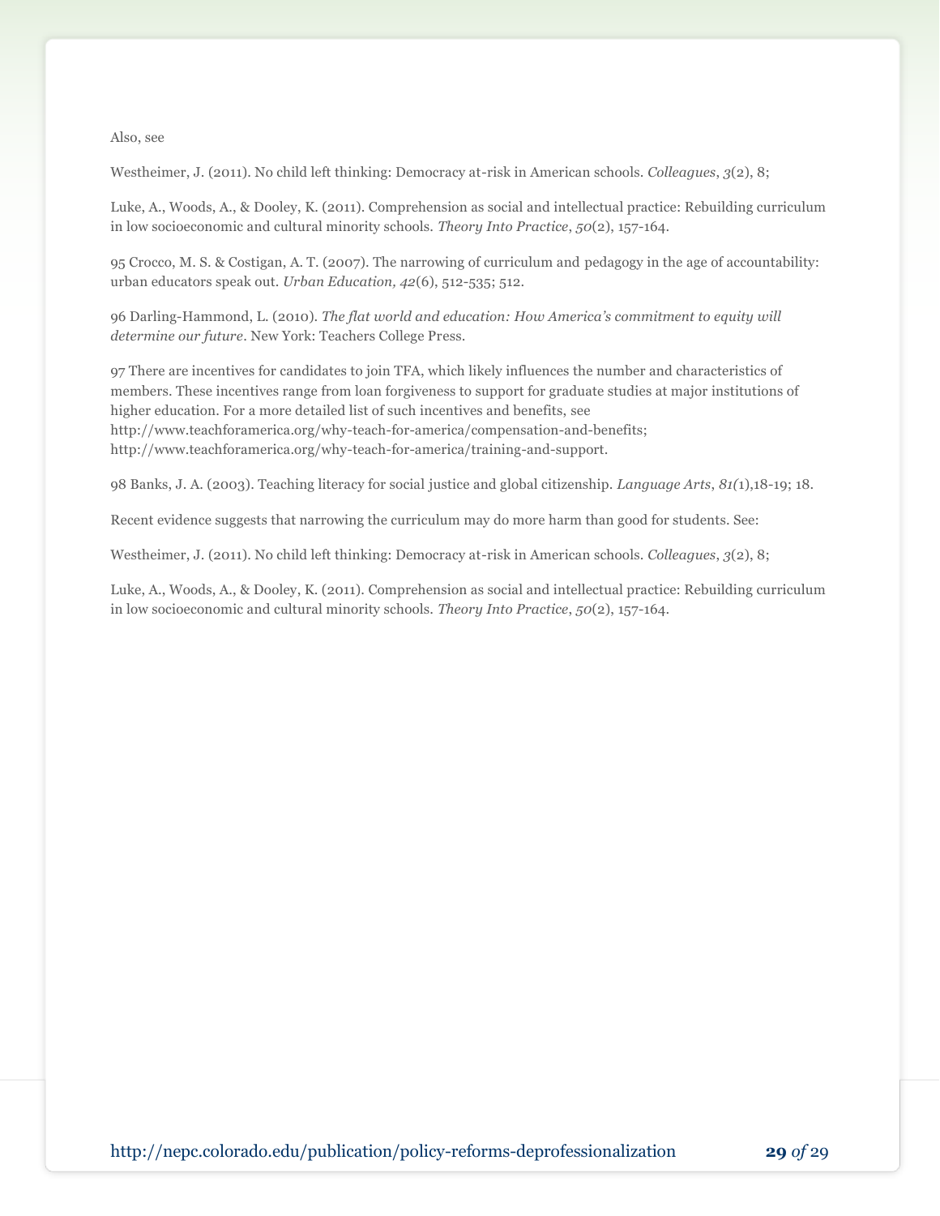Also, see

Westheimer, J. (2011). No child left thinking: Democracy at-risk in American schools. *Colleagues*, *3*(2), 8;

Luke, A., Woods, A., & Dooley, K. (2011). Comprehension as social and intellectual practice: Rebuilding curriculum in low socioeconomic and cultural minority schools. *Theory Into Practice*, *50*(2), 157-164.

95 Crocco, M. S. & Costigan, A. T. (2007). The narrowing of curriculum and pedagogy in the age of accountability: urban educators speak out. *Urban Education, 42*(6), 512-535; 512.

96 Darling-Hammond, L. (2010). *The flat world and education: How America's commitment to equity will determine our future*. New York: Teachers College Press.

97 There are incentives for candidates to join TFA, which likely influences the number and characteristics of members. These incentives range from loan forgiveness to support for graduate studies at major institutions of higher education. For a more detailed list of such incentives and benefits, see http://www.teachforamerica.org/why-teach-for-america/compensation-and-benefits; http://www.teachforamerica.org/why-teach-for-america/training-and-support.

98 Banks, J. A. (2003). Teaching literacy for social justice and global citizenship. *Language Arts*, *81(*1),18-19; 18.

Recent evidence suggests that narrowing the curriculum may do more harm than good for students. See:

Westheimer, J. (2011). No child left thinking: Democracy at-risk in American schools. *Colleagues*, *3*(2), 8;

Luke, A., Woods, A., & Dooley, K. (2011). Comprehension as social and intellectual practice: Rebuilding curriculum in low socioeconomic and cultural minority schools. *Theory Into Practice*, *50*(2), 157-164.